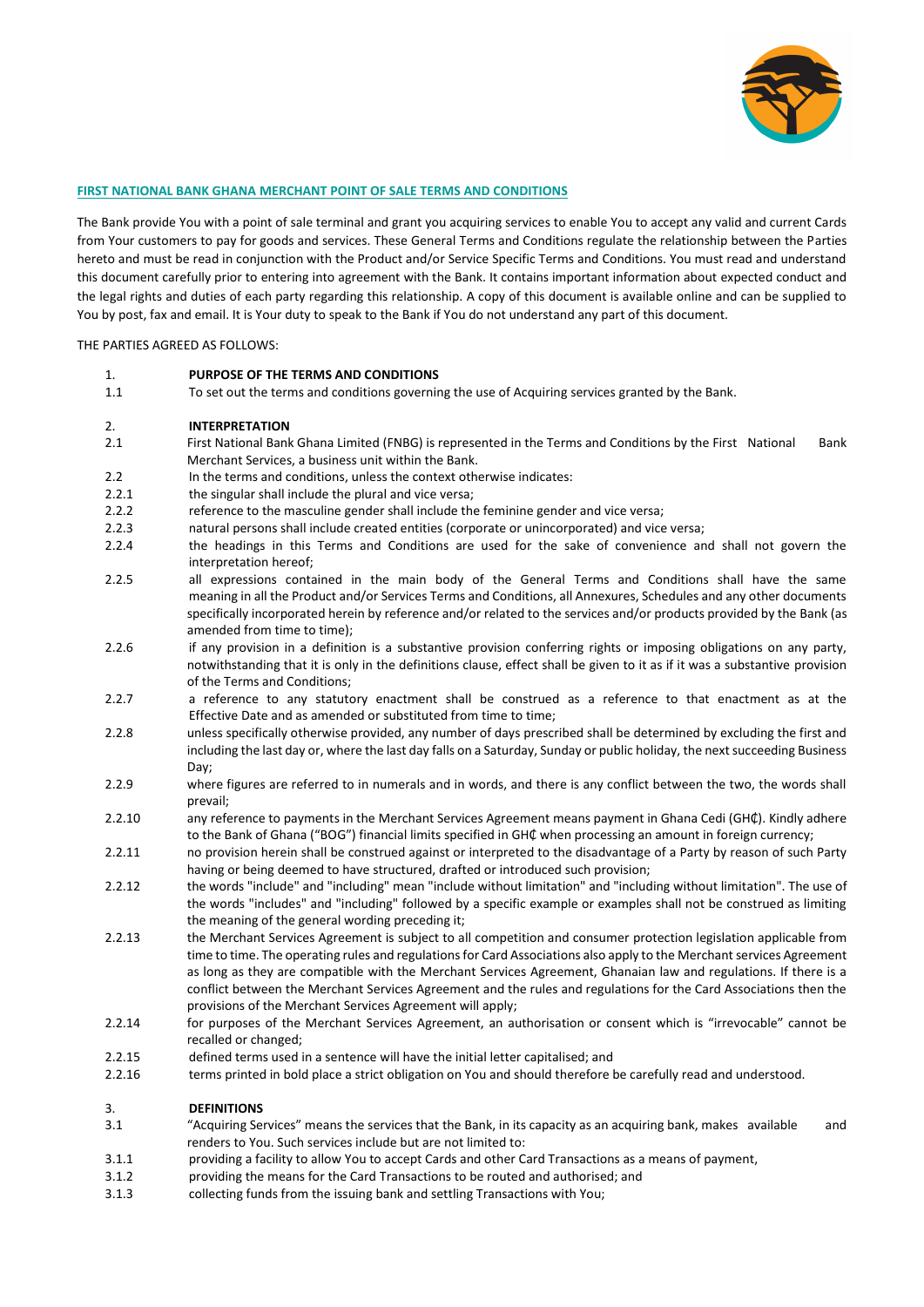## FIRST NATIONAL BANK GHANA MERCHANT POINT OF SALE TERMS AND CONDITIONS

The Bank provide You with a point of sale terminal and grant you acquiring services to enable You to accept any valid and current Cards from Your customers to pay for goods and services. These General Terms and Conditions regulate the relationship between the Parties hereto and must be read in conjunction with the Product and/or Service Specific Terms and Conditions. You must read and understand this document carefully prior to entering into agreement with the Bank. It contains important information about expected conduct and the legal rights and duties of each party regarding this relationship. A copy of this document is available online and can be supplied to You by post, fax and email. It is Your duty to speak to the Bank if You do not understand any part of this document.

THE PARTIES AGREED AS FOLLOWS:

1. **PURPOSE OF THE TERMS AND CONDITIONS**

1.1 To set out the terms and conditions governing the use of Acquiring services granted by the Bank.

2. **INTERPRETATION**

2.1 First National Bank Ghana Limited (FNBG) is represented in the Terms and Conditions by the First National Bank Merchant Services, a business unit within the Bank.

2.2 In the terms and conditions, unless the context otherwise indicates:

2.2.1 the singular shall include the plural and vice versa;

2.2.2 reference to the masculine gender shall include the feminine gender and vice versa;

2.2.3 natural persons shall include created entities (corporate or unincorporated) and vice versa;

2.2.4 the headings in this Terms and Conditions are used for the sake of convenience and shall not govern the interpretation hereof;

2.2.5 all expressions contained in the main body of the General Terms and Conditions shall have the same meaning in all the Product and/or Services Terms and Conditions, all Annexures, Schedules and any other documents specifically incorporated herein by reference and/or related to the services and/or products provided by the Bank (as amended from time to time);

2.2.6 if any provision in a definition is a substantive provision conferring rights or imposing obligations on any party, notwithstanding that it is only in the definitions clause, effect shall be given to it as if it was a substantive provision of the Terms and Conditions;

2.2.7 a reference to any statutory enactment shall be construed as a reference to that enactment as at the Effective Date and as amended or substituted from time to time;

2.2.8 unless specifically otherwise provided, any number of days prescribed shall be determined by excluding the first and including the last day or, where the last day falls on a Saturday, Sunday or public holiday, the next succeeding Business Day;

2.2.9 where figures are referred to in numerals and in words, and there is any conflict between the two, the words shall prevail;

2.2.10 any reference to payments in the Merchant Services Agreement means payment in Ghana Cedi (GH₵). Kindly adhere to the Bank of Ghana ("BOG") financial limits specified in GH₵ when processing an amount in foreign currency;

2.2.11 no provision herein shall be construed against or interpreted to the disadvantage of a Party by reason of such Party having or being deemed to have structured, drafted or introduced such provision;

2.2.12 the words "include" and "including" mean "include without limitation" and "including without limitation". The use of the words "includes" and "including" followed by a specific example or examples shall not be construed as limiting the meaning of the general wording preceding it;

2.2.13 the Merchant Services Agreement is subject to all competition and consumer protection legislation applicable from time to time. The operating rules and regulations for Card Associations also apply to the Merchant services Agreement as long as they are compatible with the Merchant Services Agreement, Ghanaian law and regulations. If there is a conflict between the Merchant Services Agreement and the rules and regulations for the Card Associations then the provisions of the Merchant Services Agreement will apply;

2.2.14 for purposes of the Merchant Services Agreement, an authorisation or consent which is "irrevocable" cannot be recalled or changed;

2.2.15 defined terms used in a sentence will have the initial letter capitalised; and

2.2.16 terms printed in bold place a strict obligation on You and should therefore be carefully read and understood.

3. **DEFINITIONS**

3.1 "Acquiring Services" means the services that the Bank, in its capacity as an acquiring bank, makes available and renders to You. Such services include but are not limited to:

3.1.1 providing a facility to allow You to accept Cards and other Card Transactions as a means of payment,

3.1.2 providing the means for the Card Transactions to be routed and authorised; and

3.1.3 collecting funds from the issuing bank and settling Transactions with You;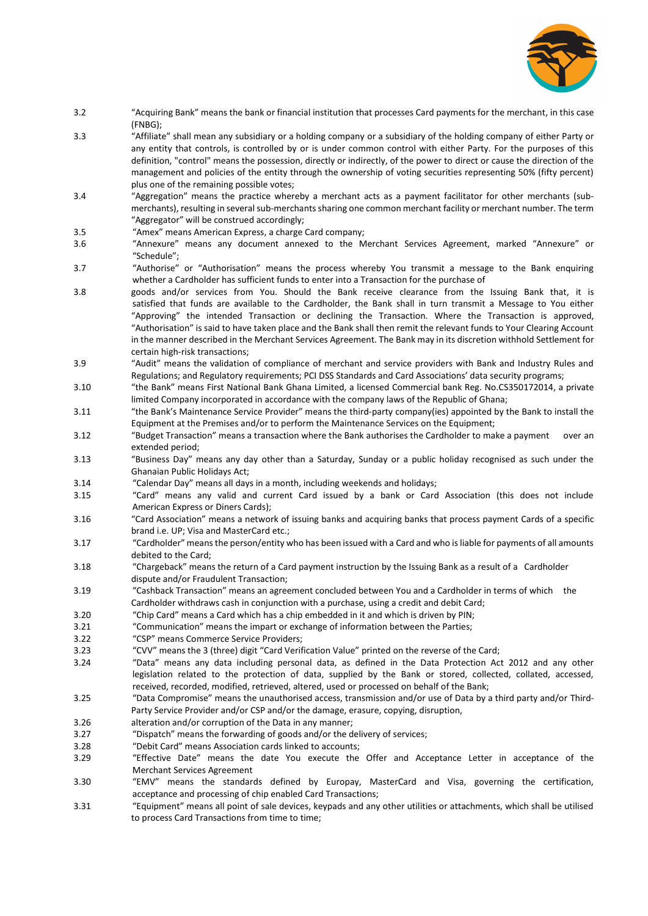3.2 "Acquiring Bank" means the bank or financial institution that processes Card payments for the merchant, in this case (FNBG);

3.3 "Affiliate" shall mean any subsidiary or a holding company or a subsidiary of the holding company of either Party or any entity that controls, is controlled by or is under common control with either Party. For the purposes of this definition, "control" means the possession, directly or indirectly, of the power to direct or cause the direction of the management and policies of the entity through the ownership of voting securities representing 50% (fifty percent) plus one of the remaining possible votes;

3.4 "Aggregation" means the practice whereby a merchant acts as a payment facilitator for other merchants (sub-merchants), resulting in several sub-merchants sharing one common merchant facility or merchant number. The term "Aggregator" will be construed accordingly;

3.5 "Amex" means American Express, a charge Card company;

3.6 "Annexure" means any document annexed to the Merchant Services Agreement, marked "Annexure" or "Schedule";

3.7 "Authorise" or "Authorisation" means the process whereby You transmit a message to the Bank enquiring whether a Cardholder has sufficient funds to enter into a Transaction for the purchase of

3.8 goods and/or services from You. Should the Bank receive clearance from the Issuing Bank that, it is satisfied that funds are available to the Cardholder, the Bank shall in turn transmit a Message to You either "Approving" the intended Transaction or declining the Transaction. Where the Transaction is approved, "Authorisation" is said to have taken place and the Bank shall then remit the relevant funds to Your Clearing Account in the manner described in the Merchant Services Agreement. The Bank may in its discretion withhold Settlement for certain high-risk transactions;

3.9 "Audit" means the validation of compliance of merchant and service providers with Bank and Industry Rules and Regulations; and Regulatory requirements; PCI DSS Standards and Card Associations' data security programs;

3.10 "the Bank" means First National Bank Ghana Limited, a licensed Commercial bank Reg. No.CS350172014, a private limited Company incorporated in accordance with the company laws of the Republic of Ghana;

3.11 "the Bank's Maintenance Service Provider" means the third-party company(ies) appointed by the Bank to install the Equipment at the Premises and/or to perform the Maintenance Services on the Equipment;

3.12 "Budget Transaction" means a transaction where the Bank authorises the Cardholder to make a payment over an extended period;

3.13 "Business Day" means any day other than a Saturday, Sunday or a public holiday recognised as such under the Ghanaian Public Holidays Act;

3.14 "Calendar Day" means all days in a month, including weekends and holidays;

3.15 "Card" means any valid and current Card issued by a bank or Card Association (this does not include American Express or Diners Cards);

3.16 "Card Association" means a network of issuing banks and acquiring banks that process payment Cards of a specific brand i.e. UP; Visa and MasterCard etc.;

3.17 "Cardholder" means the person/entity who has been issued with a Card and who is liable for payments of all amounts debited to the Card;

3.18 "Chargeback" means the return of a Card payment instruction by the Issuing Bank as a result of a Cardholder dispute and/or Fraudulent Transaction;

3.19 "Cashback Transaction" means an agreement concluded between You and a Cardholder in terms of which the Cardholder withdraws cash in conjunction with a purchase, using a credit and debit Card;

3.20 "Chip Card" means a Card which has a chip embedded in it and which is driven by PIN;

3.21 "Communication" means the impart or exchange of information between the Parties;

3.22 "CSP" means Commerce Service Providers;

3.23 "CVV" means the 3 (three) digit "Card Verification Value" printed on the reverse of the Card;

3.24 "Data" means any data including personal data, as defined in the Data Protection Act 2012 and any other legislation related to the protection of data, supplied by the Bank or stored, collected, collated, accessed, received, recorded, modified, retrieved, altered, used or processed on behalf of the Bank;

3.25 "Data Compromise" means the unauthorised access, transmission and/or use of Data by a third party and/or Third-Party Service Provider and/or CSP and/or the damage, erasure, copying, disruption,

3.26 alteration and/or corruption of the Data in any manner;

3.27 "Dispatch" means the forwarding of goods and/or the delivery of services;

3.28 "Debit Card" means Association cards linked to accounts;

3.29 "Effective Date" means the date You execute the Offer and Acceptance Letter in acceptance of the Merchant Services Agreement

3.30 "EMV" means the standards defined by Europay, MasterCard and Visa, governing the certification, acceptance and processing of chip enabled Card Transactions;

3.31 "Equipment" means all point of sale devices, keypads and any other utilities or attachments, which shall be utilised to process Card Transactions from time to time;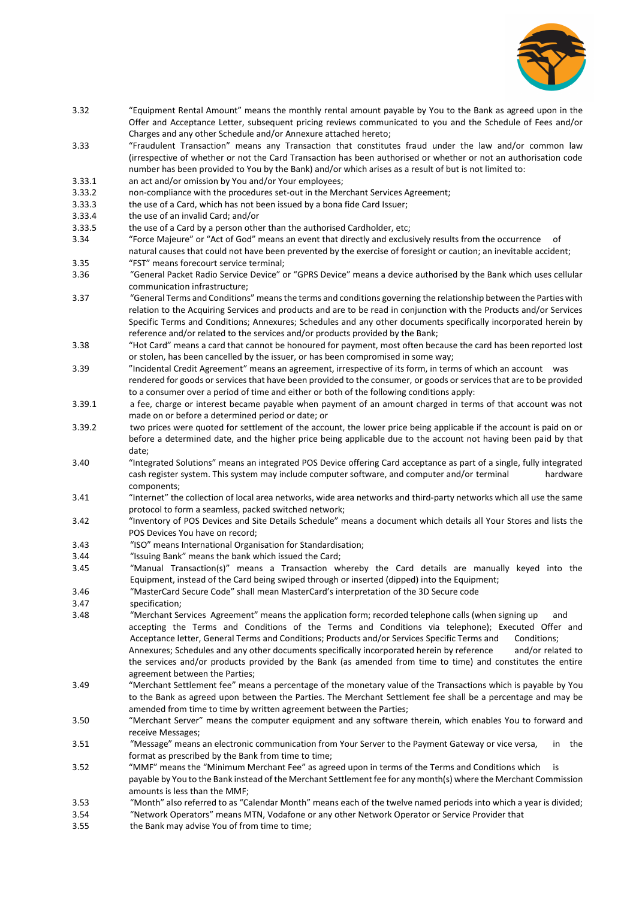3.32 "Equipment Rental Amount" means the monthly rental amount payable by You to the Bank as agreed upon in the Offer and Acceptance Letter, subsequent pricing reviews communicated to you and the Schedule of Fees and/or Charges and any other Schedule and/or Annexure attached hereto;

3.33 "Fraudulent Transaction" means any Transaction that constitutes fraud under the law and/or common law (irrespective of whether or not the Card Transaction has been authorised or whether or not an authorisation code number has been provided to You by the Bank) and/or which arises as a result of but is not limited to:

3.33.1 an act and/or omission by You and/or Your employees;

3.33.2 non-compliance with the procedures set-out in the Merchant Services Agreement;

3.33.3 the use of a Card, which has not been issued by a bona fide Card Issuer;

3.33.4 the use of an invalid Card; and/or

3.33.5 the use of a Card by a person other than the authorised Cardholder, etc;

3.34 "Force Majeure" or "Act of God" means an event that directly and exclusively results from the occurrence of natural causes that could not have been prevented by the exercise of foresight or caution; an inevitable accident;

3.35 "FST" means forecourt service terminal;

3.36 "General Packet Radio Service Device" or "GPRS Device" means a device authorised by the Bank which uses cellular communication infrastructure;

3.37 "General Terms and Conditions" means the terms and conditions governing the relationship between the Parties with relation to the Acquiring Services and products and are to be read in conjunction with the Products and/or Services Specific Terms and Conditions; Annexures; Schedules and any other documents specifically incorporated herein by reference and/or related to the services and/or products provided by the Bank;

3.38 "Hot Card" means a card that cannot be honoured for payment, most often because the card has been reported lost or stolen, has been cancelled by the issuer, or has been compromised in some way;

3.39 "Incidental Credit Agreement" means an agreement, irrespective of its form, in terms of which an account was rendered for goods or services that have been provided to the consumer, or goods or services that are to be provided to a consumer over a period of time and either or both of the following conditions apply:

3.39.1 a fee, charge or interest became payable when payment of an amount charged in terms of that account was not made on or before a determined period or date; or

3.39.2 two prices were quoted for settlement of the account, the lower price being applicable if the account is paid on or before a determined date, and the higher price being applicable due to the account not having been paid by that date;

3.40 "Integrated Solutions" means an integrated POS Device offering Card acceptance as part of a single, fully integrated cash register system. This system may include computer software, and computer and/or terminal hardware components;

3.41 "Internet" the collection of local area networks, wide area networks and third-party networks which all use the same protocol to form a seamless, packed switched network;

3.42 "Inventory of POS Devices and Site Details Schedule" means a document which details all Your Stores and lists the POS Devices You have on record;

3.43 "ISO" means International Organisation for Standardisation;

3.44 "Issuing Bank" means the bank which issued the Card;

3.45 "Manual Transaction(s)" means a Transaction whereby the Card details are manually keyed into the Equipment, instead of the Card being swiped through or inserted (dipped) into the Equipment;

3.46 "MasterCard Secure Code" shall mean MasterCard's interpretation of the 3D Secure code

3.47 specification;

3.48 "Merchant Services Agreement" means the application form; recorded telephone calls (when signing up and accepting the Terms and Conditions of the Terms and Conditions via telephone); Executed Offer and Acceptance letter, General Terms and Conditions; Products and/or Services Specific Terms and Conditions; Annexures; Schedules and any other documents specifically incorporated herein by reference and/or related to the services and/or products provided by the Bank (as amended from time to time) and constitutes the entire agreement between the Parties;

3.49 "Merchant Settlement fee" means a percentage of the monetary value of the Transactions which is payable by You to the Bank as agreed upon between the Parties. The Merchant Settlement fee shall be a percentage and may be amended from time to time by written agreement between the Parties;

3.50 "Merchant Server" means the computer equipment and any software therein, which enables You to forward and receive Messages;

3.51 "Message" means an electronic communication from Your Server to the Payment Gateway or vice versa, in the format as prescribed by the Bank from time to time;

3.52 "MMF" means the "Minimum Merchant Fee" as agreed upon in terms of the Terms and Conditions which is payable by You to the Bank instead of the Merchant Settlement fee for any month(s) where the Merchant Commission amounts is less than the MMF;

3.53 "Month" also referred to as "Calendar Month" means each of the twelve named periods into which a year is divided;

3.54 "Network Operators" means MTN, Vodafone or any other Network Operator or Service Provider that

3.55 the Bank may advise You of from time to time;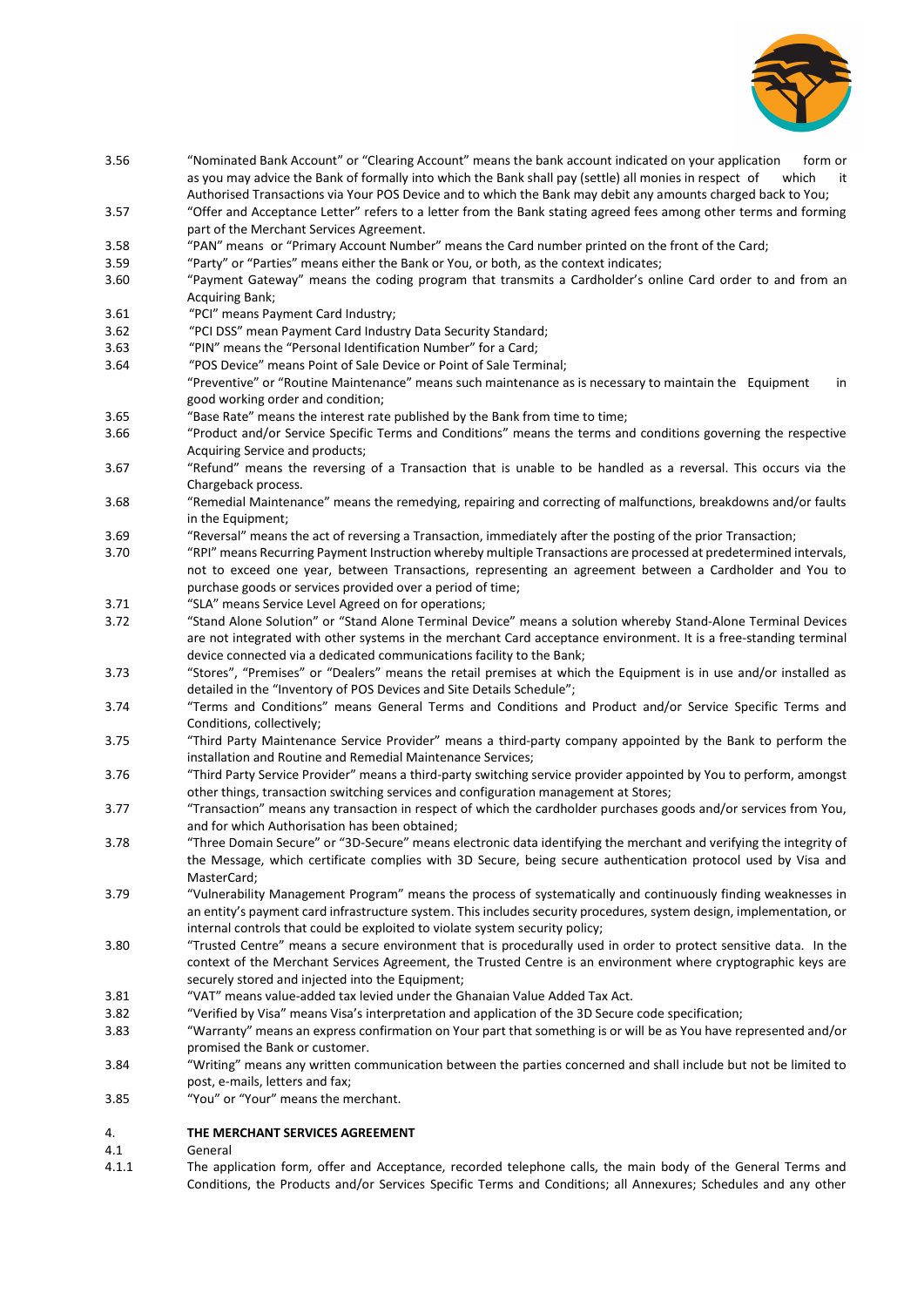3.56 "Nominated Bank Account" or "Clearing Account" means the bank account indicated on your application form or as you may advice the Bank of formally into which the Bank shall pay (settle) all monies in respect of which it Authorised Transactions via Your POS Device and to which the Bank may debit any amounts charged back to You;

3.57 "Offer and Acceptance Letter" refers to a letter from the Bank stating agreed fees among other terms and forming part of the Merchant Services Agreement.

3.58 "PAN" means or "Primary Account Number" means the Card number printed on the front of the Card;

3.59 "Party" or "Parties" means either the Bank or You, or both, as the context indicates;

3.60 "Payment Gateway" means the coding program that transmits a Cardholder's online Card order to and from an Acquiring Bank;

3.61 "PCI" means Payment Card Industry;

3.62 "PCI DSS" mean Payment Card Industry Data Security Standard;

3.63 "PIN" means the "Personal Identification Number" for a Card;

3.64 "POS Device" means Point of Sale Device or Point of Sale Terminal;

"Preventive" or "Routine Maintenance" means such maintenance as is necessary to maintain the Equipment in good working order and condition;

3.65 "Base Rate" means the interest rate published by the Bank from time to time;

3.66 "Product and/or Service Specific Terms and Conditions" means the terms and conditions governing the respective Acquiring Service and products;

3.67 "Refund" means the reversing of a Transaction that is unable to be handled as a reversal. This occurs via the Chargeback process.

3.68 "Remedial Maintenance" means the remedying, repairing and correcting of malfunctions, breakdowns and/or faults in the Equipment;

3.69 "Reversal" means the act of reversing a Transaction, immediately after the posting of the prior Transaction;

3.70 "RPI" means Recurring Payment Instruction whereby multiple Transactions are processed at predetermined intervals, not to exceed one year, between Transactions, representing an agreement between a Cardholder and You to purchase goods or services provided over a period of time;

3.71 "SLA" means Service Level Agreed on for operations;

3.72 "Stand Alone Solution" or "Stand Alone Terminal Device" means a solution whereby Stand-Alone Terminal Devices are not integrated with other systems in the merchant Card acceptance environment. It is a free-standing terminal device connected via a dedicated communications facility to the Bank;

3.73 "Stores", "Premises" or "Dealers" means the retail premises at which the Equipment is in use and/or installed as detailed in the "Inventory of POS Devices and Site Details Schedule";

3.74 "Terms and Conditions" means General Terms and Conditions and Product and/or Service Specific Terms and Conditions, collectively;

3.75 "Third Party Maintenance Service Provider" means a third-party company appointed by the Bank to perform the installation and Routine and Remedial Maintenance Services;

3.76 "Third Party Service Provider" means a third-party switching service provider appointed by You to perform, amongst other things, transaction switching services and configuration management at Stores;

3.77 "Transaction" means any transaction in respect of which the cardholder purchases goods and/or services from You, and for which Authorisation has been obtained;

3.78 "Three Domain Secure" or "3D-Secure" means electronic data identifying the merchant and verifying the integrity of the Message, which certificate complies with 3D Secure, being secure authentication protocol used by Visa and MasterCard;

3.79 "Vulnerability Management Program" means the process of systematically and continuously finding weaknesses in an entity's payment card infrastructure system. This includes security procedures, system design, implementation, or internal controls that could be exploited to violate system security policy;

3.80 "Trusted Centre" means a secure environment that is procedurally used in order to protect sensitive data. In the context of the Merchant Services Agreement, the Trusted Centre is an environment where cryptographic keys are securely stored and injected into the Equipment;

3.81 "VAT" means value-added tax levied under the Ghanaian Value Added Tax Act.

3.82 "Verified by Visa" means Visa's interpretation and application of the 3D Secure code specification;

3.83 "Warranty" means an express confirmation on Your part that something is or will be as You have represented and/or promised the Bank or customer.

3.84 "Writing" means any written communication between the parties concerned and shall include but not be limited to post, e-mails, letters and fax;

3.85 "You" or "Your" means the merchant.

## 4. THE MERCHANT SERVICES AGREEMENT

4.1 General

4.1.1 The application form, offer and Acceptance, recorded telephone calls, the main body of the General Terms and Conditions, the Products and/or Services Specific Terms and Conditions; all Annexures; Schedules and any other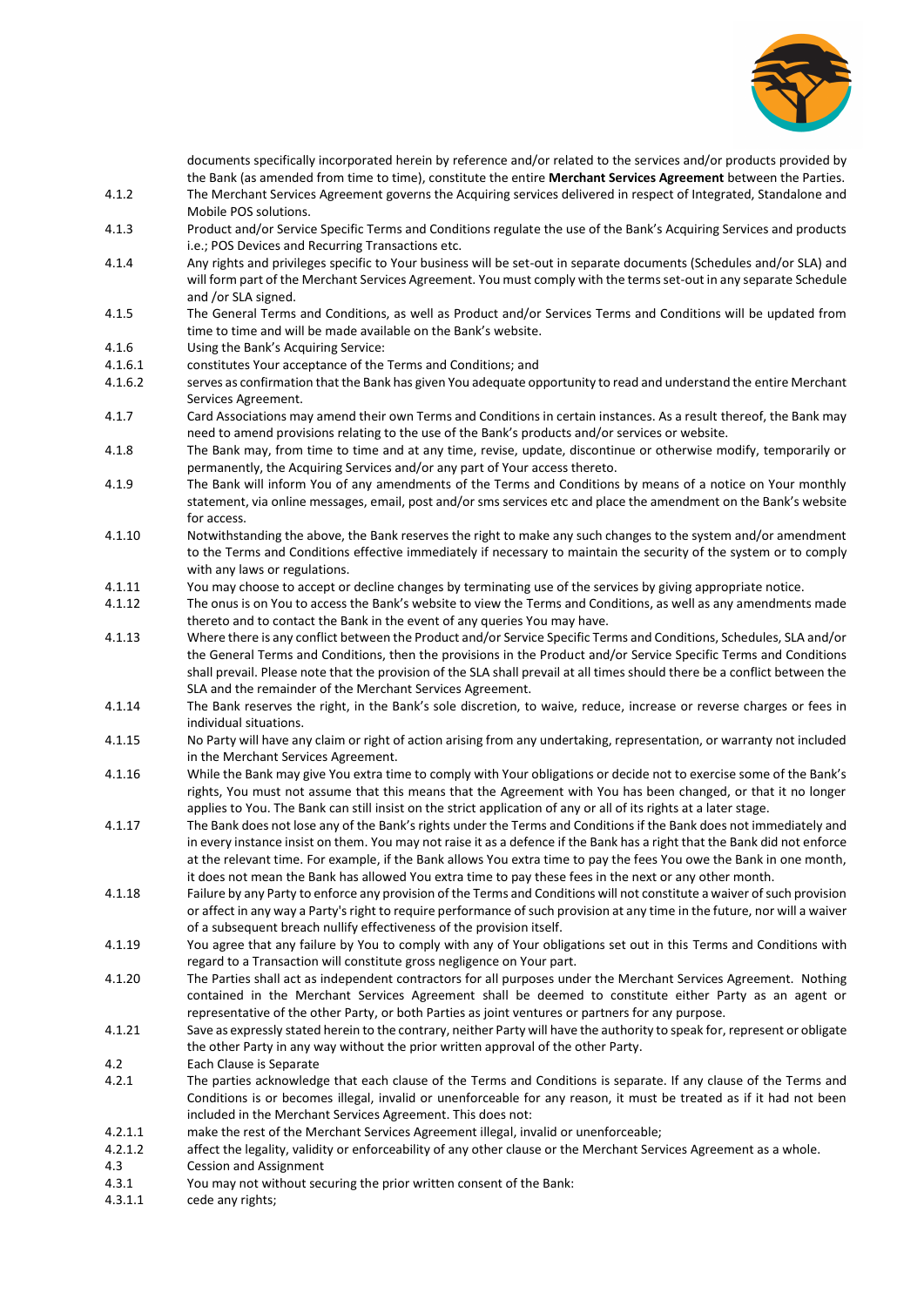documents specifically incorporated herein by reference and/or related to the services and/or products provided by the Bank (as amended from time to time), constitute the entire **Merchant Services Agreement** between the Parties.

4.1.2 The Merchant Services Agreement governs the Acquiring services delivered in respect of Integrated, Standalone and Mobile POS solutions.

4.1.3 Product and/or Service Specific Terms and Conditions regulate the use of the Bank's Acquiring Services and products i.e.; POS Devices and Recurring Transactions etc.

4.1.4 Any rights and privileges specific to Your business will be set-out in separate documents (Schedules and/or SLA) and will form part of the Merchant Services Agreement. You must comply with the terms set-out in any separate Schedule and /or SLA signed.

4.1.5 The General Terms and Conditions, as well as Product and/or Services Terms and Conditions will be updated from time to time and will be made available on the Bank's website.

4.1.6 Using the Bank's Acquiring Service:

4.1.6.1 constitutes Your acceptance of the Terms and Conditions; and

4.1.6.2 serves as confirmation that the Bank has given You adequate opportunity to read and understand the entire Merchant Services Agreement.

4.1.7 Card Associations may amend their own Terms and Conditions in certain instances. As a result thereof, the Bank may need to amend provisions relating to the use of the Bank's products and/or services or website.

4.1.8 The Bank may, from time to time and at any time, revise, update, discontinue or otherwise modify, temporarily or permanently, the Acquiring Services and/or any part of Your access thereto.

4.1.9 The Bank will inform You of any amendments of the Terms and Conditions by means of a notice on Your monthly statement, via online messages, email, post and/or sms services etc and place the amendment on the Bank's website for access.

4.1.10 Notwithstanding the above, the Bank reserves the right to make any such changes to the system and/or amendment to the Terms and Conditions effective immediately if necessary to maintain the security of the system or to comply with any laws or regulations.

4.1.11 You may choose to accept or decline changes by terminating use of the services by giving appropriate notice.

4.1.12 The onus is on You to access the Bank's website to view the Terms and Conditions, as well as any amendments made thereto and to contact the Bank in the event of any queries You may have.

4.1.13 Where there is any conflict between the Product and/or Service Specific Terms and Conditions, Schedules, SLA and/or the General Terms and Conditions, then the provisions in the Product and/or Service Specific Terms and Conditions shall prevail. Please note that the provision of the SLA shall prevail at all times should there be a conflict between the SLA and the remainder of the Merchant Services Agreement.

4.1.14 The Bank reserves the right, in the Bank's sole discretion, to waive, reduce, increase or reverse charges or fees in individual situations.

4.1.15 No Party will have any claim or right of action arising from any undertaking, representation, or warranty not included in the Merchant Services Agreement.

4.1.16 While the Bank may give You extra time to comply with Your obligations or decide not to exercise some of the Bank's rights, You must not assume that this means that the Agreement with You has been changed, or that it no longer applies to You. The Bank can still insist on the strict application of any or all of its rights at a later stage.

4.1.17 The Bank does not lose any of the Bank's rights under the Terms and Conditions if the Bank does not immediately and in every instance insist on them. You may not raise it as a defence if the Bank has a right that the Bank did not enforce at the relevant time. For example, if the Bank allows You extra time to pay the fees You owe the Bank in one month, it does not mean the Bank has allowed You extra time to pay these fees in the next or any other month.

4.1.18 Failure by any Party to enforce any provision of the Terms and Conditions will not constitute a waiver of such provision or affect in any way a Party's right to require performance of such provision at any time in the future, nor will a waiver of a subsequent breach nullify effectiveness of the provision itself.

4.1.19 You agree that any failure by You to comply with any of Your obligations set out in this Terms and Conditions with regard to a Transaction will constitute gross negligence on Your part.

4.1.20 The Parties shall act as independent contractors for all purposes under the Merchant Services Agreement. Nothing contained in the Merchant Services Agreement shall be deemed to constitute either Party as an agent or representative of the other Party, or both Parties as joint ventures or partners for any purpose.

4.1.21 Save as expressly stated herein to the contrary, neither Party will have the authority to speak for, represent or obligate the other Party in any way without the prior written approval of the other Party.

4.2 Each Clause is Separate

4.2.1 The parties acknowledge that each clause of the Terms and Conditions is separate. If any clause of the Terms and Conditions is or becomes illegal, invalid or unenforceable for any reason, it must be treated as if it had not been included in the Merchant Services Agreement. This does not:

4.2.1.1 make the rest of the Merchant Services Agreement illegal, invalid or unenforceable;

4.2.1.2 affect the legality, validity or enforceability of any other clause or the Merchant Services Agreement as a whole.

4.3 Cession and Assignment

4.3.1 You may not without securing the prior written consent of the Bank:

4.3.1.1 cede any rights;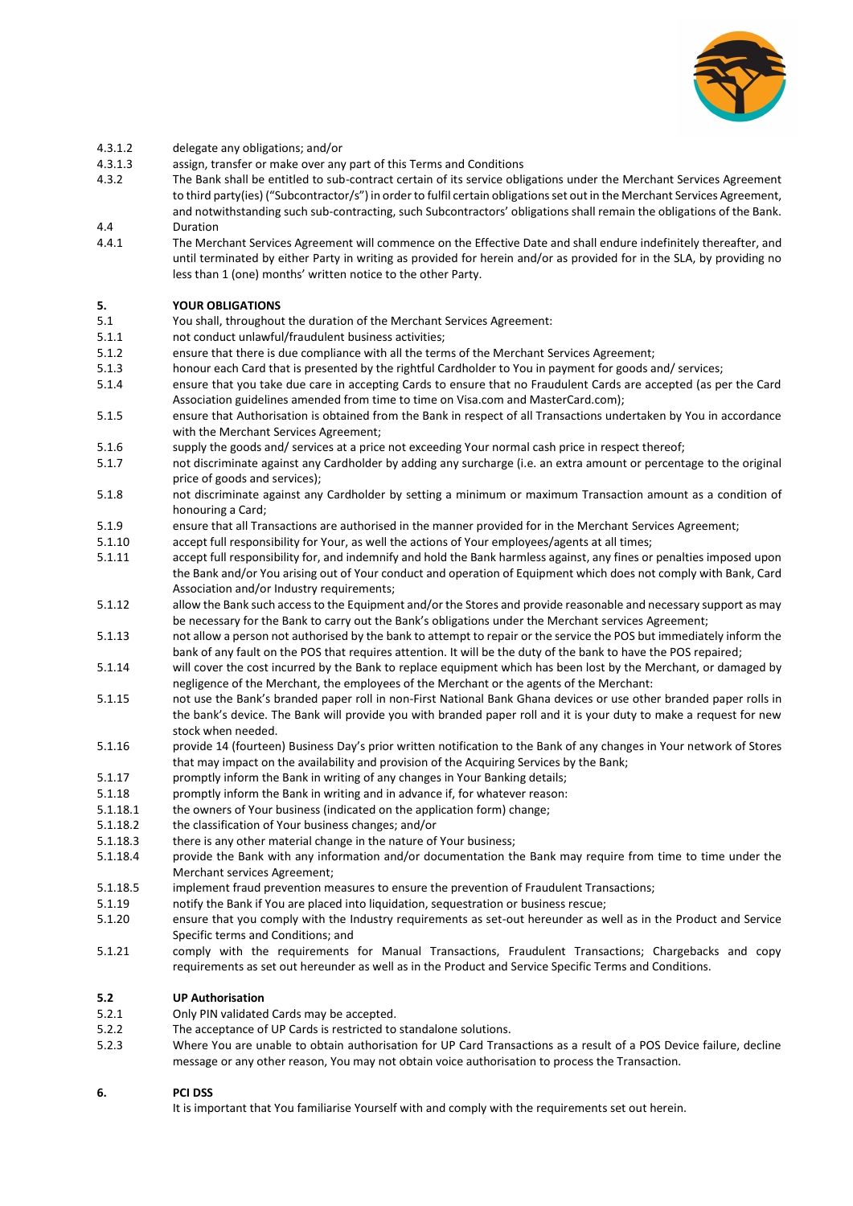4.3.1.2 delegate any obligations; and/or

4.3.1.3 assign, transfer or make over any part of this Terms and Conditions

4.3.2 The Bank shall be entitled to sub-contract certain of its service obligations under the Merchant Services Agreement to third party(ies) ("Subcontractor/s") in order to fulfil certain obligations set out in the Merchant Services Agreement, and notwithstanding such sub-contracting, such Subcontractors' obligations shall remain the obligations of the Bank.

4.4 Duration

4.4.1 The Merchant Services Agreement will commence on the Effective Date and shall endure indefinitely thereafter, and until terminated by either Party in writing as provided for herein and/or as provided for in the SLA, by providing no less than 1 (one) months' written notice to the other Party.

## 5. YOUR OBLIGATIONS

5.1 You shall, throughout the duration of the Merchant Services Agreement:

5.1.1 not conduct unlawful/fraudulent business activities;

5.1.2 ensure that there is due compliance with all the terms of the Merchant Services Agreement;

5.1.3 honour each Card that is presented by the rightful Cardholder to You in payment for goods and/ services;

5.1.4 ensure that you take due care in accepting Cards to ensure that no Fraudulent Cards are accepted (as per the Card Association guidelines amended from time to time on Visa.com and MasterCard.com);

5.1.5 ensure that Authorisation is obtained from the Bank in respect of all Transactions undertaken by You in accordance with the Merchant Services Agreement;

5.1.6 supply the goods and/ services at a price not exceeding Your normal cash price in respect thereof;

5.1.7 not discriminate against any Cardholder by adding any surcharge (i.e. an extra amount or percentage to the original price of goods and services);

5.1.8 not discriminate against any Cardholder by setting a minimum or maximum Transaction amount as a condition of honouring a Card;

5.1.9 ensure that all Transactions are authorised in the manner provided for in the Merchant Services Agreement;

5.1.10 accept full responsibility for Your, as well the actions of Your employees/agents at all times;

5.1.11 accept full responsibility for, and indemnify and hold the Bank harmless against, any fines or penalties imposed upon the Bank and/or You arising out of Your conduct and operation of Equipment which does not comply with Bank, Card Association and/or Industry requirements;

5.1.12 allow the Bank such access to the Equipment and/or the Stores and provide reasonable and necessary support as may be necessary for the Bank to carry out the Bank's obligations under the Merchant services Agreement;

5.1.13 not allow a person not authorised by the bank to attempt to repair or the service the POS but immediately inform the bank of any fault on the POS that requires attention. It will be the duty of the bank to have the POS repaired;

5.1.14 will cover the cost incurred by the Bank to replace equipment which has been lost by the Merchant, or damaged by negligence of the Merchant, the employees of the Merchant or the agents of the Merchant:

5.1.15 not use the Bank's branded paper roll in non-First National Bank Ghana devices or use other branded paper rolls in the bank's device. The Bank will provide you with branded paper roll and it is your duty to make a request for new stock when needed.

5.1.16 provide 14 (fourteen) Business Day's prior written notification to the Bank of any changes in Your network of Stores that may impact on the availability and provision of the Acquiring Services by the Bank;

5.1.17 promptly inform the Bank in writing of any changes in Your Banking details;

5.1.18 promptly inform the Bank in writing and in advance if, for whatever reason:

5.1.18.1 the owners of Your business (indicated on the application form) change;

5.1.18.2 the classification of Your business changes; and/or

5.1.18.3 there is any other material change in the nature of Your business;

5.1.18.4 provide the Bank with any information and/or documentation the Bank may require from time to time under the Merchant services Agreement;

5.1.18.5 implement fraud prevention measures to ensure the prevention of Fraudulent Transactions;

5.1.19 notify the Bank if You are placed into liquidation, sequestration or business rescue;

5.1.20 ensure that you comply with the Industry requirements as set-out hereunder as well as in the Product and Service Specific terms and Conditions; and

5.1.21 comply with the requirements for Manual Transactions, Fraudulent Transactions; Chargebacks and copy requirements as set out hereunder as well as in the Product and Service Specific Terms and Conditions.

### 5.2 UP Authorisation

5.2.1 Only PIN validated Cards may be accepted.

5.2.2 The acceptance of UP Cards is restricted to standalone solutions.

5.2.3 Where You are unable to obtain authorisation for UP Card Transactions as a result of a POS Device failure, decline message or any other reason, You may not obtain voice authorisation to process the Transaction.

## 6. PCI DSS

It is important that You familiarise Yourself with and comply with the requirements set out herein.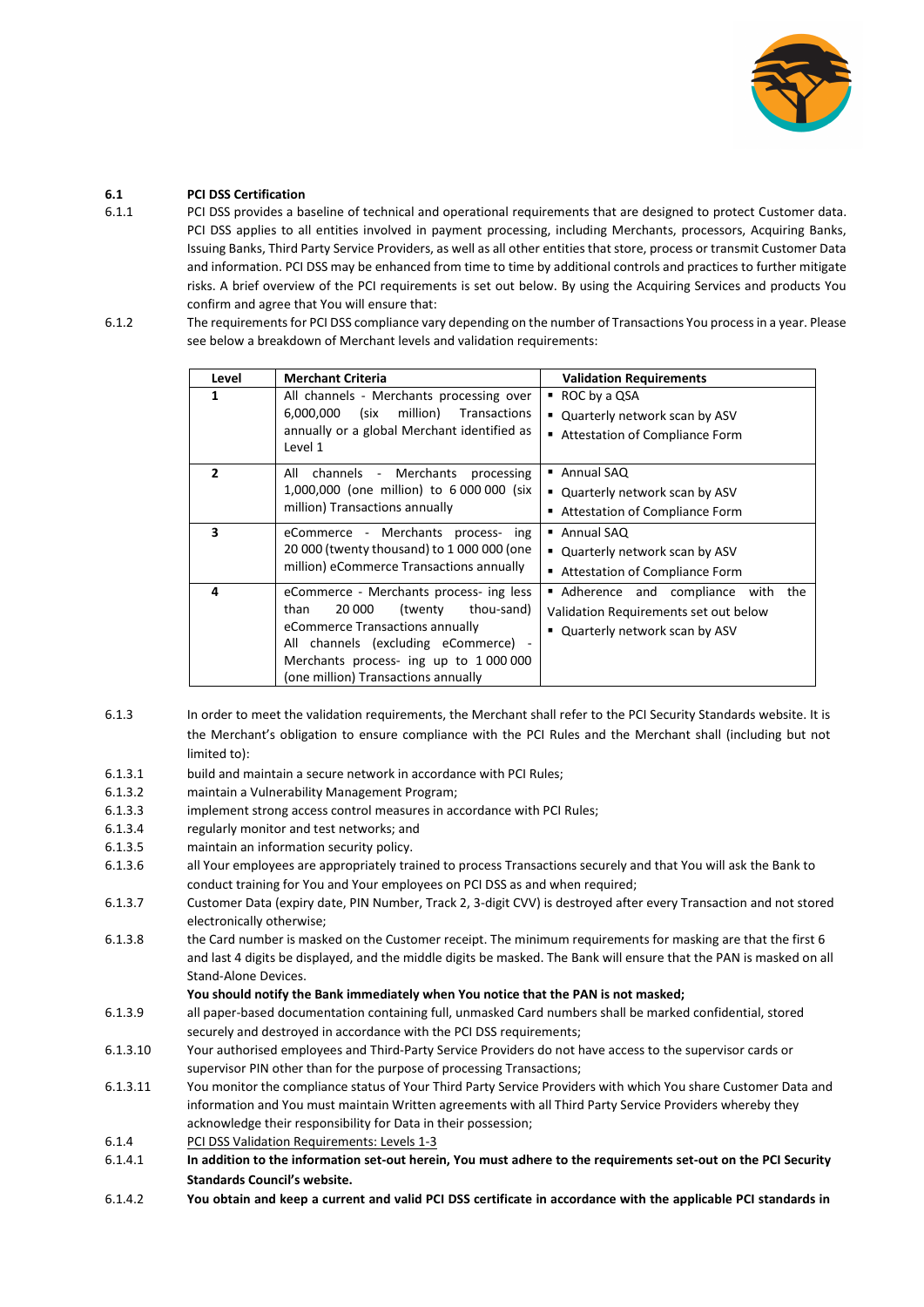**6.1 PCI DSS Certification**

6.1.1 PCI DSS provides a baseline of technical and operational requirements that are designed to protect Customer data. PCI DSS applies to all entities involved in payment processing, including Merchants, processors, Acquiring Banks, Issuing Banks, Third Party Service Providers, as well as all other entities that store, process or transmit Customer Data and information. PCI DSS may be enhanced from time to time by additional controls and practices to further mitigate risks. A brief overview of the PCI requirements is set out below. By using the Acquiring Services and products You confirm and agree that You will ensure that:

6.1.2 The requirements for PCI DSS compliance vary depending on the number of Transactions You process in a year. Please see below a breakdown of Merchant levels and validation requirements:

| Level | Merchant Criteria | Validation Requirements |
|---|---|---|
| **1** | All channels - Merchants processing over 6,000,000 (six million) Transactions annually or a global Merchant identified as Level 1 | ▪ ROC by a QSA<br>▪ Quarterly network scan by ASV<br>▪ Attestation of Compliance Form |
| **2** | All channels - Merchants processing 1,000,000 (one million) to 6 000 000 (six million) Transactions annually | ▪ Annual SAQ<br>▪ Quarterly network scan by ASV<br>▪ Attestation of Compliance Form |
| **3** | eCommerce - Merchants process- ing 20 000 (twenty thousand) to 1 000 000 (one million) eCommerce Transactions annually | ▪ Annual SAQ<br>▪ Quarterly network scan by ASV<br>▪ Attestation of Compliance Form |
| **4** | eCommerce - Merchants process- ing less than 20 000 (twenty thou-sand) eCommerce Transactions annually<br>All channels (excluding eCommerce) - Merchants process- ing up to 1 000 000 (one million) Transactions annually | ▪ Adherence and compliance with the Validation Requirements set out below<br>▪ Quarterly network scan by ASV |

6.1.3 In order to meet the validation requirements, the Merchant shall refer to the PCI Security Standards website. It is the Merchant's obligation to ensure compliance with the PCI Rules and the Merchant shall (including but not limited to):

6.1.3.1 build and maintain a secure network in accordance with PCI Rules;

6.1.3.2 maintain a Vulnerability Management Program;

6.1.3.3 implement strong access control measures in accordance with PCI Rules;

6.1.3.4 regularly monitor and test networks; and

6.1.3.5 maintain an information security policy.

6.1.3.6 all Your employees are appropriately trained to process Transactions securely and that You will ask the Bank to conduct training for You and Your employees on PCI DSS as and when required;

6.1.3.7 Customer Data (expiry date, PIN Number, Track 2, 3-digit CVV) is destroyed after every Transaction and not stored electronically otherwise;

6.1.3.8 the Card number is masked on the Customer receipt. The minimum requirements for masking are that the first 6 and last 4 digits be displayed, and the middle digits be masked. The Bank will ensure that the PAN is masked on all Stand-Alone Devices.
**You should notify the Bank immediately when You notice that the PAN is not masked;**

6.1.3.9 all paper-based documentation containing full, unmasked Card numbers shall be marked confidential, stored securely and destroyed in accordance with the PCI DSS requirements;

6.1.3.10 Your authorised employees and Third-Party Service Providers do not have access to the supervisor cards or supervisor PIN other than for the purpose of processing Transactions;

6.1.3.11 You monitor the compliance status of Your Third Party Service Providers with which You share Customer Data and information and You must maintain Written agreements with all Third Party Service Providers whereby they acknowledge their responsibility for Data in their possession;

6.1.4 <u>PCI DSS Validation Requirements: Levels 1-3</u>

6.1.4.1 **In addition to the information set-out herein, You must adhere to the requirements set-out on the PCI Security Standards Council's website.**

6.1.4.2 **You obtain and keep a current and valid PCI DSS certificate in accordance with the applicable PCI standards in**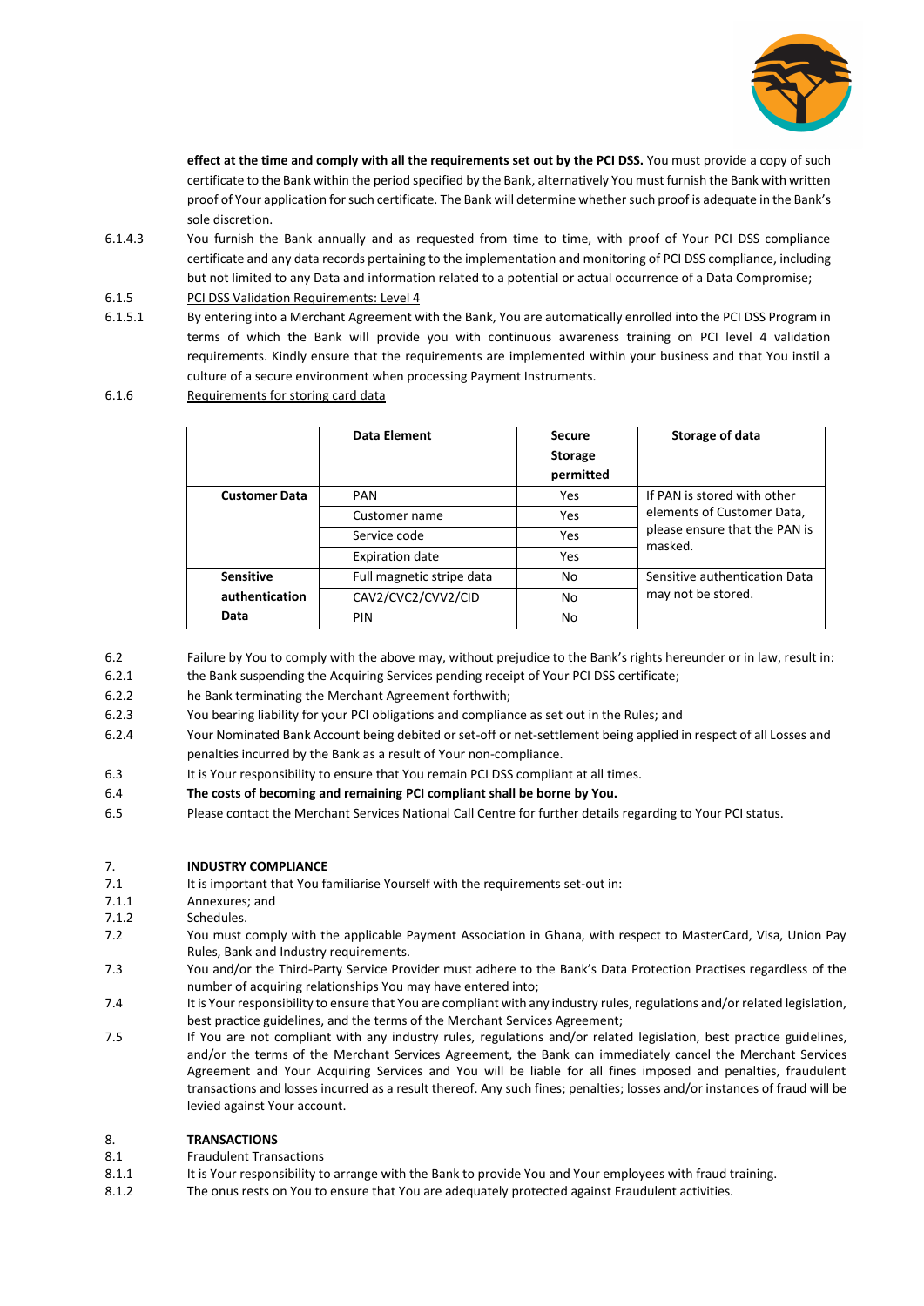**effect at the time and comply with all the requirements set out by the PCI DSS.** You must provide a copy of such certificate to the Bank within the period specified by the Bank, alternatively You must furnish the Bank with written proof of Your application for such certificate. The Bank will determine whether such proof is adequate in the Bank's sole discretion.

6.1.4.3 You furnish the Bank annually and as requested from time to time, with proof of Your PCI DSS compliance certificate and any data records pertaining to the implementation and monitoring of PCI DSS compliance, including but not limited to any Data and information related to a potential or actual occurrence of a Data Compromise;

6.1.5 PCI DSS Validation Requirements: Level 4

6.1.5.1 By entering into a Merchant Agreement with the Bank, You are automatically enrolled into the PCI DSS Program in terms of which the Bank will provide you with continuous awareness training on PCI level 4 validation requirements. Kindly ensure that the requirements are implemented within your business and that You instil a culture of a secure environment when processing Payment Instruments.

6.1.6 Requirements for storing card data

| | Data Element | Secure Storage permitted | Storage of data |
|---|---|---|---|
| **Customer Data** | PAN | Yes | If PAN is stored with other elements of Customer Data, please ensure that the PAN is masked. |
| | Customer name | Yes | |
| | Service code | Yes | |
| | Expiration date | Yes | |
| **Sensitive authentication Data** | Full magnetic stripe data | No | Sensitive authentication Data may not be stored. |
| | CAV2/CVC2/CVV2/CID | No | |
| | PIN | No | |

6.2 Failure by You to comply with the above may, without prejudice to the Bank's rights hereunder or in law, result in:

6.2.1 the Bank suspending the Acquiring Services pending receipt of Your PCI DSS certificate;

6.2.2 he Bank terminating the Merchant Agreement forthwith;

6.2.3 You bearing liability for your PCI obligations and compliance as set out in the Rules; and

6.2.4 Your Nominated Bank Account being debited or set-off or net-settlement being applied in respect of all Losses and penalties incurred by the Bank as a result of Your non-compliance.

6.3 It is Your responsibility to ensure that You remain PCI DSS compliant at all times.

6.4 **The costs of becoming and remaining PCI compliant shall be borne by You.**

6.5 Please contact the Merchant Services National Call Centre for further details regarding to Your PCI status.

## 7. INDUSTRY COMPLIANCE

7.1 It is important that You familiarise Yourself with the requirements set-out in:

7.1.1 Annexures; and

7.1.2 Schedules.

7.2 You must comply with the applicable Payment Association in Ghana, with respect to MasterCard, Visa, Union Pay Rules, Bank and Industry requirements.

7.3 You and/or the Third-Party Service Provider must adhere to the Bank's Data Protection Practises regardless of the number of acquiring relationships You may have entered into;

7.4 It is Your responsibility to ensure that You are compliant with any industry rules, regulations and/or related legislation, best practice guidelines, and the terms of the Merchant Services Agreement;

7.5 If You are not compliant with any industry rules, regulations and/or related legislation, best practice guidelines, and/or the terms of the Merchant Services Agreement, the Bank can immediately cancel the Merchant Services Agreement and Your Acquiring Services and You will be liable for all fines imposed and penalties, fraudulent transactions and losses incurred as a result thereof. Any such fines; penalties; losses and/or instances of fraud will be levied against Your account.

## 8. TRANSACTIONS

8.1 Fraudulent Transactions

8.1.1 It is Your responsibility to arrange with the Bank to provide You and Your employees with fraud training.

8.1.2 The onus rests on You to ensure that You are adequately protected against Fraudulent activities.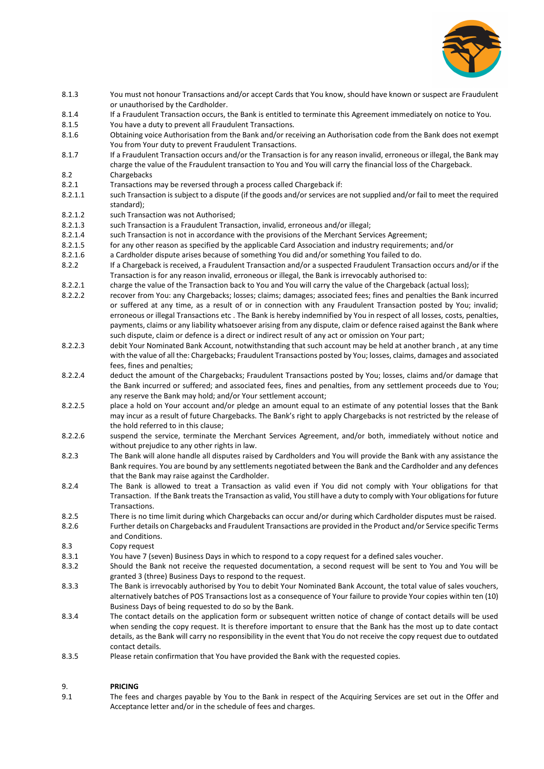8.1.3 You must not honour Transactions and/or accept Cards that You know, should have known or suspect are Fraudulent or unauthorised by the Cardholder.

8.1.4 If a Fraudulent Transaction occurs, the Bank is entitled to terminate this Agreement immediately on notice to You.

8.1.5 You have a duty to prevent all Fraudulent Transactions.

8.1.6 Obtaining voice Authorisation from the Bank and/or receiving an Authorisation code from the Bank does not exempt You from Your duty to prevent Fraudulent Transactions.

8.1.7 If a Fraudulent Transaction occurs and/or the Transaction is for any reason invalid, erroneous or illegal, the Bank may charge the value of the Fraudulent transaction to You and You will carry the financial loss of the Chargeback.

8.2 Chargebacks

8.2.1 Transactions may be reversed through a process called Chargeback if:

8.2.1.1 such Transaction is subject to a dispute (if the goods and/or services are not supplied and/or fail to meet the required standard);

8.2.1.2 such Transaction was not Authorised;

8.2.1.3 such Transaction is a Fraudulent Transaction, invalid, erroneous and/or illegal;

8.2.1.4 such Transaction is not in accordance with the provisions of the Merchant Services Agreement;

8.2.1.5 for any other reason as specified by the applicable Card Association and industry requirements; and/or

8.2.1.6 a Cardholder dispute arises because of something You did and/or something You failed to do.

8.2.2 If a Chargeback is received, a Fraudulent Transaction and/or a suspected Fraudulent Transaction occurs and/or if the Transaction is for any reason invalid, erroneous or illegal, the Bank is irrevocably authorised to:

8.2.2.1 charge the value of the Transaction back to You and You will carry the value of the Chargeback (actual loss);

8.2.2.2 recover from You: any Chargebacks; losses; claims; damages; associated fees; fines and penalties the Bank incurred or suffered at any time, as a result of or in connection with any Fraudulent Transaction posted by You; invalid; erroneous or illegal Transactions etc . The Bank is hereby indemnified by You in respect of all losses, costs, penalties, payments, claims or any liability whatsoever arising from any dispute, claim or defence raised against the Bank where such dispute, claim or defence is a direct or indirect result of any act or omission on Your part;

8.2.2.3 debit Your Nominated Bank Account, notwithstanding that such account may be held at another branch , at any time with the value of all the: Chargebacks; Fraudulent Transactions posted by You; losses, claims, damages and associated fees, fines and penalties;

8.2.2.4 deduct the amount of the Chargebacks; Fraudulent Transactions posted by You; losses, claims and/or damage that the Bank incurred or suffered; and associated fees, fines and penalties, from any settlement proceeds due to You; any reserve the Bank may hold; and/or Your settlement account;

8.2.2.5 place a hold on Your account and/or pledge an amount equal to an estimate of any potential losses that the Bank may incur as a result of future Chargebacks. The Bank's right to apply Chargebacks is not restricted by the release of the hold referred to in this clause;

8.2.2.6 suspend the service, terminate the Merchant Services Agreement, and/or both, immediately without notice and without prejudice to any other rights in law.

8.2.3 The Bank will alone handle all disputes raised by Cardholders and You will provide the Bank with any assistance the Bank requires. You are bound by any settlements negotiated between the Bank and the Cardholder and any defences that the Bank may raise against the Cardholder.

8.2.4 The Bank is allowed to treat a Transaction as valid even if You did not comply with Your obligations for that Transaction. If the Bank treats the Transaction as valid, You still have a duty to comply with Your obligations for future Transactions.

8.2.5 There is no time limit during which Chargebacks can occur and/or during which Cardholder disputes must be raised.

8.2.6 Further details on Chargebacks and Fraudulent Transactions are provided in the Product and/or Service specific Terms and Conditions.

8.3 Copy request

8.3.1 You have 7 (seven) Business Days in which to respond to a copy request for a defined sales voucher.

8.3.2 Should the Bank not receive the requested documentation, a second request will be sent to You and You will be granted 3 (three) Business Days to respond to the request.

8.3.3 The Bank is irrevocably authorised by You to debit Your Nominated Bank Account, the total value of sales vouchers, alternatively batches of POS Transactions lost as a consequence of Your failure to provide Your copies within ten (10) Business Days of being requested to do so by the Bank.

8.3.4 The contact details on the application form or subsequent written notice of change of contact details will be used when sending the copy request. It is therefore important to ensure that the Bank has the most up to date contact details, as the Bank will carry no responsibility in the event that You do not receive the copy request due to outdated contact details.

8.3.5 Please retain confirmation that You have provided the Bank with the requested copies.

## 9. PRICING

9.1 The fees and charges payable by You to the Bank in respect of the Acquiring Services are set out in the Offer and Acceptance letter and/or in the schedule of fees and charges.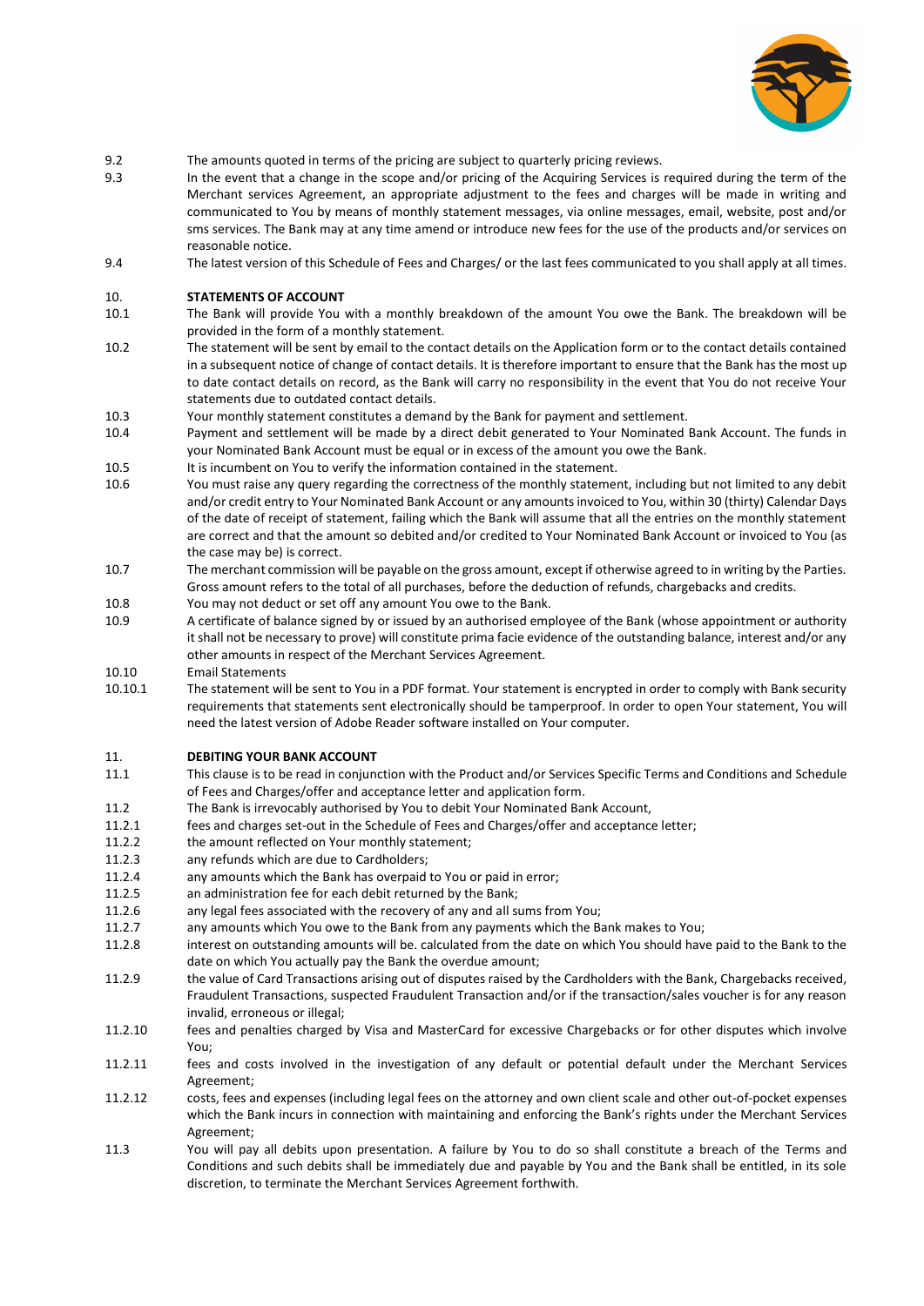9.2 The amounts quoted in terms of the pricing are subject to quarterly pricing reviews.

9.3 In the event that a change in the scope and/or pricing of the Acquiring Services is required during the term of the Merchant services Agreement, an appropriate adjustment to the fees and charges will be made in writing and communicated to You by means of monthly statement messages, via online messages, email, website, post and/or sms services. The Bank may at any time amend or introduce new fees for the use of the products and/or services on reasonable notice.

9.4 The latest version of this Schedule of Fees and Charges/ or the last fees communicated to you shall apply at all times.

## 10. STATEMENTS OF ACCOUNT

10.1 The Bank will provide You with a monthly breakdown of the amount You owe the Bank. The breakdown will be provided in the form of a monthly statement.

10.2 The statement will be sent by email to the contact details on the Application form or to the contact details contained in a subsequent notice of change of contact details. It is therefore important to ensure that the Bank has the most up to date contact details on record, as the Bank will carry no responsibility in the event that You do not receive Your statements due to outdated contact details.

10.3 Your monthly statement constitutes a demand by the Bank for payment and settlement.

10.4 Payment and settlement will be made by a direct debit generated to Your Nominated Bank Account. The funds in your Nominated Bank Account must be equal or in excess of the amount you owe the Bank.

10.5 It is incumbent on You to verify the information contained in the statement.

10.6 You must raise any query regarding the correctness of the monthly statement, including but not limited to any debit and/or credit entry to Your Nominated Bank Account or any amounts invoiced to You, within 30 (thirty) Calendar Days of the date of receipt of statement, failing which the Bank will assume that all the entries on the monthly statement are correct and that the amount so debited and/or credited to Your Nominated Bank Account or invoiced to You (as the case may be) is correct.

10.7 The merchant commission will be payable on the gross amount, except if otherwise agreed to in writing by the Parties. Gross amount refers to the total of all purchases, before the deduction of refunds, chargebacks and credits.

10.8 You may not deduct or set off any amount You owe to the Bank.

10.9 A certificate of balance signed by or issued by an authorised employee of the Bank (whose appointment or authority it shall not be necessary to prove) will constitute prima facie evidence of the outstanding balance, interest and/or any other amounts in respect of the Merchant Services Agreement.

10.10 Email Statements

10.10.1 The statement will be sent to You in a PDF format. Your statement is encrypted in order to comply with Bank security requirements that statements sent electronically should be tamperproof. In order to open Your statement, You will need the latest version of Adobe Reader software installed on Your computer.

## 11. DEBITING YOUR BANK ACCOUNT

11.1 This clause is to be read in conjunction with the Product and/or Services Specific Terms and Conditions and Schedule of Fees and Charges/offer and acceptance letter and application form.

11.2 The Bank is irrevocably authorised by You to debit Your Nominated Bank Account,

11.2.1 fees and charges set-out in the Schedule of Fees and Charges/offer and acceptance letter;

11.2.2 the amount reflected on Your monthly statement;

11.2.3 any refunds which are due to Cardholders;

11.2.4 any amounts which the Bank has overpaid to You or paid in error;

11.2.5 an administration fee for each debit returned by the Bank;

11.2.6 any legal fees associated with the recovery of any and all sums from You;

11.2.7 any amounts which You owe to the Bank from any payments which the Bank makes to You;

11.2.8 interest on outstanding amounts will be. calculated from the date on which You should have paid to the Bank to the date on which You actually pay the Bank the overdue amount;

11.2.9 the value of Card Transactions arising out of disputes raised by the Cardholders with the Bank, Chargebacks received, Fraudulent Transactions, suspected Fraudulent Transaction and/or if the transaction/sales voucher is for any reason invalid, erroneous or illegal;

11.2.10 fees and penalties charged by Visa and MasterCard for excessive Chargebacks or for other disputes which involve You;

11.2.11 fees and costs involved in the investigation of any default or potential default under the Merchant Services Agreement;

11.2.12 costs, fees and expenses (including legal fees on the attorney and own client scale and other out-of-pocket expenses which the Bank incurs in connection with maintaining and enforcing the Bank's rights under the Merchant Services Agreement;

11.3 You will pay all debits upon presentation. A failure by You to do so shall constitute a breach of the Terms and Conditions and such debits shall be immediately due and payable by You and the Bank shall be entitled, in its sole discretion, to terminate the Merchant Services Agreement forthwith.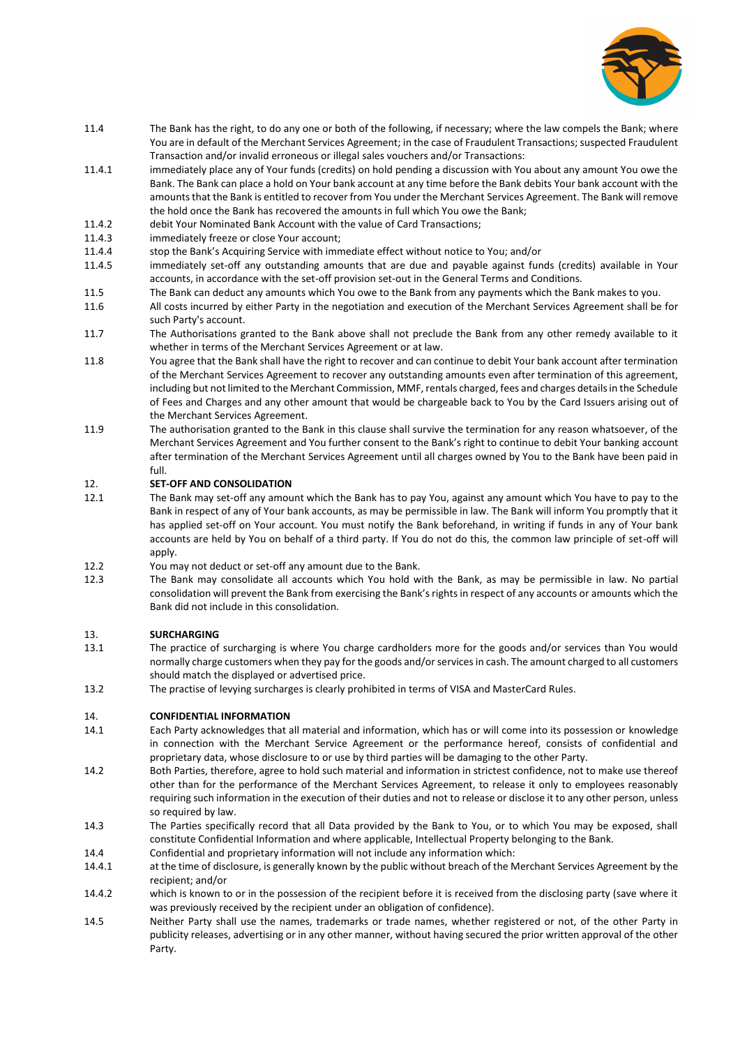11.4 The Bank has the right, to do any one or both of the following, if necessary; where the law compels the Bank; where You are in default of the Merchant Services Agreement; in the case of Fraudulent Transactions; suspected Fraudulent Transaction and/or invalid erroneous or illegal sales vouchers and/or Transactions:

11.4.1 immediately place any of Your funds (credits) on hold pending a discussion with You about any amount You owe the Bank. The Bank can place a hold on Your bank account at any time before the Bank debits Your bank account with the amounts that the Bank is entitled to recover from You under the Merchant Services Agreement. The Bank will remove the hold once the Bank has recovered the amounts in full which You owe the Bank;

11.4.2 debit Your Nominated Bank Account with the value of Card Transactions;

11.4.3 immediately freeze or close Your account;

11.4.4 stop the Bank's Acquiring Service with immediate effect without notice to You; and/or

11.4.5 immediately set-off any outstanding amounts that are due and payable against funds (credits) available in Your accounts, in accordance with the set-off provision set-out in the General Terms and Conditions.

11.5 The Bank can deduct any amounts which You owe to the Bank from any payments which the Bank makes to you.

11.6 All costs incurred by either Party in the negotiation and execution of the Merchant Services Agreement shall be for such Party's account.

11.7 The Authorisations granted to the Bank above shall not preclude the Bank from any other remedy available to it whether in terms of the Merchant Services Agreement or at law.

11.8 You agree that the Bank shall have the right to recover and can continue to debit Your bank account after termination of the Merchant Services Agreement to recover any outstanding amounts even after termination of this agreement, including but not limited to the Merchant Commission, MMF, rentals charged, fees and charges details in the Schedule of Fees and Charges and any other amount that would be chargeable back to You by the Card Issuers arising out of the Merchant Services Agreement.

11.9 The authorisation granted to the Bank in this clause shall survive the termination for any reason whatsoever, of the Merchant Services Agreement and You further consent to the Bank's right to continue to debit Your banking account after termination of the Merchant Services Agreement until all charges owned by You to the Bank have been paid in full.

## 12. SET-OFF AND CONSOLIDATION

12.1 The Bank may set-off any amount which the Bank has to pay You, against any amount which You have to pay to the Bank in respect of any of Your bank accounts, as may be permissible in law. The Bank will inform You promptly that it has applied set-off on Your account. You must notify the Bank beforehand, in writing if funds in any of Your bank accounts are held by You on behalf of a third party. If You do not do this, the common law principle of set-off will apply.

12.2 You may not deduct or set-off any amount due to the Bank.

12.3 The Bank may consolidate all accounts which You hold with the Bank, as may be permissible in law. No partial consolidation will prevent the Bank from exercising the Bank's rights in respect of any accounts or amounts which the Bank did not include in this consolidation.

## 13. SURCHARGING

13.1 The practice of surcharging is where You charge cardholders more for the goods and/or services than You would normally charge customers when they pay for the goods and/or services in cash. The amount charged to all customers should match the displayed or advertised price.

13.2 The practise of levying surcharges is clearly prohibited in terms of VISA and MasterCard Rules.

## 14. CONFIDENTIAL INFORMATION

14.1 Each Party acknowledges that all material and information, which has or will come into its possession or knowledge in connection with the Merchant Service Agreement or the performance hereof, consists of confidential and proprietary data, whose disclosure to or use by third parties will be damaging to the other Party.

14.2 Both Parties, therefore, agree to hold such material and information in strictest confidence, not to make use thereof other than for the performance of the Merchant Services Agreement, to release it only to employees reasonably requiring such information in the execution of their duties and not to release or disclose it to any other person, unless so required by law.

14.3 The Parties specifically record that all Data provided by the Bank to You, or to which You may be exposed, shall constitute Confidential Information and where applicable, Intellectual Property belonging to the Bank.

14.4 Confidential and proprietary information will not include any information which:

14.4.1 at the time of disclosure, is generally known by the public without breach of the Merchant Services Agreement by the recipient; and/or

14.4.2 which is known to or in the possession of the recipient before it is received from the disclosing party (save where it was previously received by the recipient under an obligation of confidence).

14.5 Neither Party shall use the names, trademarks or trade names, whether registered or not, of the other Party in publicity releases, advertising or in any other manner, without having secured the prior written approval of the other Party.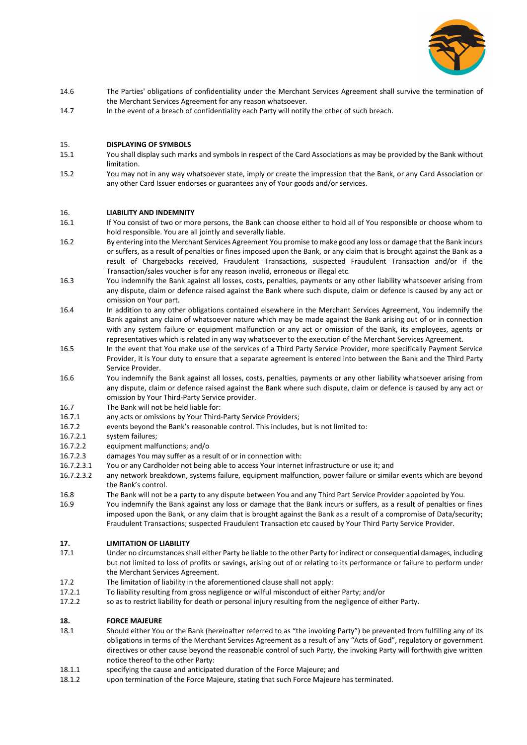14.6 The Parties' obligations of confidentiality under the Merchant Services Agreement shall survive the termination of the Merchant Services Agreement for any reason whatsoever.

14.7 In the event of a breach of confidentiality each Party will notify the other of such breach.

## 15. DISPLAYING OF SYMBOLS

15.1 You shall display such marks and symbols in respect of the Card Associations as may be provided by the Bank without limitation.

15.2 You may not in any way whatsoever state, imply or create the impression that the Bank, or any Card Association or any other Card Issuer endorses or guarantees any of Your goods and/or services.

## 16. LIABILITY AND INDEMNITY

16.1 If You consist of two or more persons, the Bank can choose either to hold all of You responsible or choose whom to hold responsible. You are all jointly and severally liable.

16.2 By entering into the Merchant Services Agreement You promise to make good any loss or damage that the Bank incurs or suffers, as a result of penalties or fines imposed upon the Bank, or any claim that is brought against the Bank as a result of Chargebacks received, Fraudulent Transactions, suspected Fraudulent Transaction and/or if the Transaction/sales voucher is for any reason invalid, erroneous or illegal etc.

16.3 You indemnify the Bank against all losses, costs, penalties, payments or any other liability whatsoever arising from any dispute, claim or defence raised against the Bank where such dispute, claim or defence is caused by any act or omission on Your part.

16.4 In addition to any other obligations contained elsewhere in the Merchant Services Agreement, You indemnify the Bank against any claim of whatsoever nature which may be made against the Bank arising out of or in connection with any system failure or equipment malfunction or any act or omission of the Bank, its employees, agents or representatives which is related in any way whatsoever to the execution of the Merchant Services Agreement.

16.5 In the event that You make use of the services of a Third Party Service Provider, more specifically Payment Service Provider, it is Your duty to ensure that a separate agreement is entered into between the Bank and the Third Party Service Provider.

16.6 You indemnify the Bank against all losses, costs, penalties, payments or any other liability whatsoever arising from any dispute, claim or defence raised against the Bank where such dispute, claim or defence is caused by any act or omission by Your Third-Party Service provider.

16.7 The Bank will not be held liable for:

16.7.1 any acts or omissions by Your Third-Party Service Providers;

16.7.2 events beyond the Bank's reasonable control. This includes, but is not limited to:

16.7.2.1 system failures;

16.7.2.2 equipment malfunctions; and/o

16.7.2.3 damages You may suffer as a result of or in connection with:

16.7.2.3.1 You or any Cardholder not being able to access Your internet infrastructure or use it; and

16.7.2.3.2 any network breakdown, systems failure, equipment malfunction, power failure or similar events which are beyond the Bank's control.

16.8 The Bank will not be a party to any dispute between You and any Third Part Service Provider appointed by You.

16.9 You indemnify the Bank against any loss or damage that the Bank incurs or suffers, as a result of penalties or fines imposed upon the Bank, or any claim that is brought against the Bank as a result of a compromise of Data/security; Fraudulent Transactions; suspected Fraudulent Transaction etc caused by Your Third Party Service Provider.

## 17. LIMITATION OF LIABILITY

17.1 Under no circumstances shall either Party be liable to the other Party for indirect or consequential damages, including but not limited to loss of profits or savings, arising out of or relating to its performance or failure to perform under the Merchant Services Agreement.

17.2 The limitation of liability in the aforementioned clause shall not apply:

17.2.1 To liability resulting from gross negligence or wilful misconduct of either Party; and/or

17.2.2 so as to restrict liability for death or personal injury resulting from the negligence of either Party.

## 18. FORCE MAJEURE

18.1 Should either You or the Bank (hereinafter referred to as "the invoking Party") be prevented from fulfilling any of its obligations in terms of the Merchant Services Agreement as a result of any "Acts of God", regulatory or government directives or other cause beyond the reasonable control of such Party, the invoking Party will forthwith give written notice thereof to the other Party:

18.1.1 specifying the cause and anticipated duration of the Force Majeure; and

18.1.2 upon termination of the Force Majeure, stating that such Force Majeure has terminated.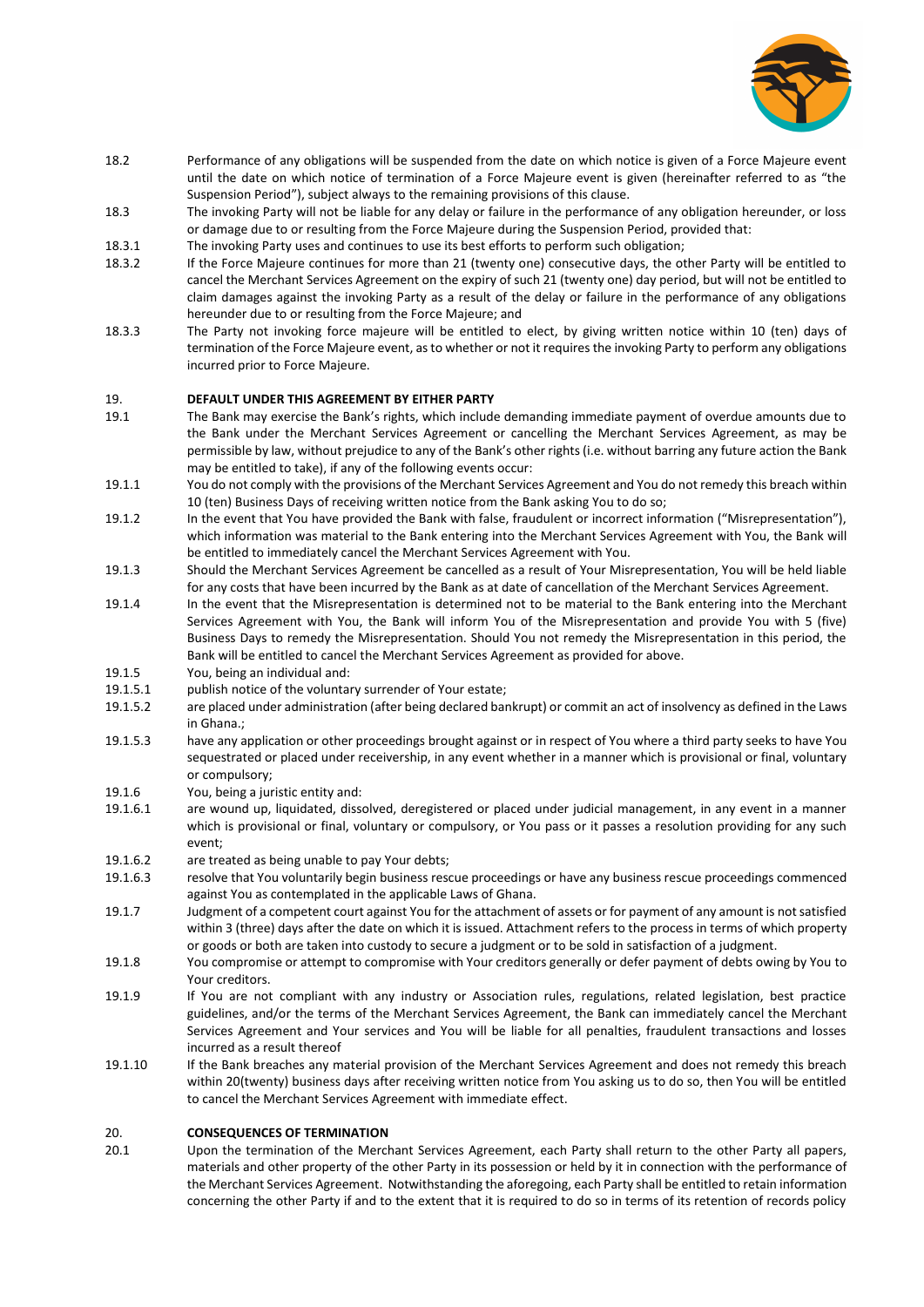18.2 Performance of any obligations will be suspended from the date on which notice is given of a Force Majeure event until the date on which notice of termination of a Force Majeure event is given (hereinafter referred to as "the Suspension Period"), subject always to the remaining provisions of this clause.

18.3 The invoking Party will not be liable for any delay or failure in the performance of any obligation hereunder, or loss or damage due to or resulting from the Force Majeure during the Suspension Period, provided that:

18.3.1 The invoking Party uses and continues to use its best efforts to perform such obligation;

18.3.2 If the Force Majeure continues for more than 21 (twenty one) consecutive days, the other Party will be entitled to cancel the Merchant Services Agreement on the expiry of such 21 (twenty one) day period, but will not be entitled to claim damages against the invoking Party as a result of the delay or failure in the performance of any obligations hereunder due to or resulting from the Force Majeure; and

18.3.3 The Party not invoking force majeure will be entitled to elect, by giving written notice within 10 (ten) days of termination of the Force Majeure event, as to whether or not it requires the invoking Party to perform any obligations incurred prior to Force Majeure.

## 19. DEFAULT UNDER THIS AGREEMENT BY EITHER PARTY

19.1 The Bank may exercise the Bank's rights, which include demanding immediate payment of overdue amounts due to the Bank under the Merchant Services Agreement or cancelling the Merchant Services Agreement, as may be permissible by law, without prejudice to any of the Bank's other rights (i.e. without barring any future action the Bank may be entitled to take), if any of the following events occur:

19.1.1 You do not comply with the provisions of the Merchant Services Agreement and You do not remedy this breach within 10 (ten) Business Days of receiving written notice from the Bank asking You to do so;

19.1.2 In the event that You have provided the Bank with false, fraudulent or incorrect information ("Misrepresentation"), which information was material to the Bank entering into the Merchant Services Agreement with You, the Bank will be entitled to immediately cancel the Merchant Services Agreement with You.

19.1.3 Should the Merchant Services Agreement be cancelled as a result of Your Misrepresentation, You will be held liable for any costs that have been incurred by the Bank as at date of cancellation of the Merchant Services Agreement.

19.1.4 In the event that the Misrepresentation is determined not to be material to the Bank entering into the Merchant Services Agreement with You, the Bank will inform You of the Misrepresentation and provide You with 5 (five) Business Days to remedy the Misrepresentation. Should You not remedy the Misrepresentation in this period, the Bank will be entitled to cancel the Merchant Services Agreement as provided for above.

19.1.5 You, being an individual and:

19.1.5.1 publish notice of the voluntary surrender of Your estate;

19.1.5.2 are placed under administration (after being declared bankrupt) or commit an act of insolvency as defined in the Laws in Ghana.;

19.1.5.3 have any application or other proceedings brought against or in respect of You where a third party seeks to have You sequestrated or placed under receivership, in any event whether in a manner which is provisional or final, voluntary or compulsory;

19.1.6 You, being a juristic entity and:

19.1.6.1 are wound up, liquidated, dissolved, deregistered or placed under judicial management, in any event in a manner which is provisional or final, voluntary or compulsory, or You pass or it passes a resolution providing for any such event;

19.1.6.2 are treated as being unable to pay Your debts;

19.1.6.3 resolve that You voluntarily begin business rescue proceedings or have any business rescue proceedings commenced against You as contemplated in the applicable Laws of Ghana.

19.1.7 Judgment of a competent court against You for the attachment of assets or for payment of any amount is not satisfied within 3 (three) days after the date on which it is issued. Attachment refers to the process in terms of which property or goods or both are taken into custody to secure a judgment or to be sold in satisfaction of a judgment.

19.1.8 You compromise or attempt to compromise with Your creditors generally or defer payment of debts owing by You to Your creditors.

19.1.9 If You are not compliant with any industry or Association rules, regulations, related legislation, best practice guidelines, and/or the terms of the Merchant Services Agreement, the Bank can immediately cancel the Merchant Services Agreement and Your services and You will be liable for all penalties, fraudulent transactions and losses incurred as a result thereof

19.1.10 If the Bank breaches any material provision of the Merchant Services Agreement and does not remedy this breach within 20(twenty) business days after receiving written notice from You asking us to do so, then You will be entitled to cancel the Merchant Services Agreement with immediate effect.

## 20. CONSEQUENCES OF TERMINATION

20.1 Upon the termination of the Merchant Services Agreement, each Party shall return to the other Party all papers, materials and other property of the other Party in its possession or held by it in connection with the performance of the Merchant Services Agreement. Notwithstanding the aforegoing, each Party shall be entitled to retain information concerning the other Party if and to the extent that it is required to do so in terms of its retention of records policy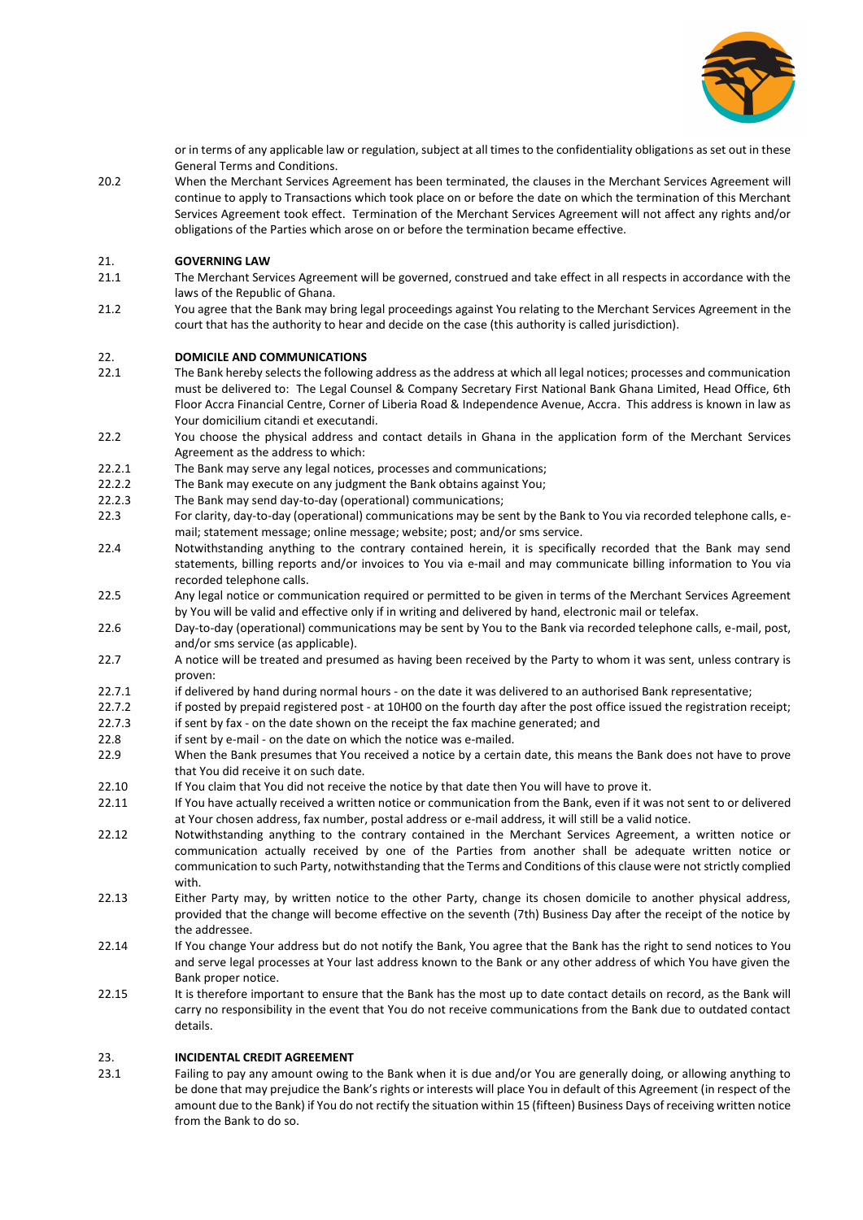or in terms of any applicable law or regulation, subject at all times to the confidentiality obligations as set out in these General Terms and Conditions.

20.2 When the Merchant Services Agreement has been terminated, the clauses in the Merchant Services Agreement will continue to apply to Transactions which took place on or before the date on which the termination of this Merchant Services Agreement took effect. Termination of the Merchant Services Agreement will not affect any rights and/or obligations of the Parties which arose on or before the termination became effective.

## 21. GOVERNING LAW

21.1 The Merchant Services Agreement will be governed, construed and take effect in all respects in accordance with the laws of the Republic of Ghana.

21.2 You agree that the Bank may bring legal proceedings against You relating to the Merchant Services Agreement in the court that has the authority to hear and decide on the case (this authority is called jurisdiction).

## 22. DOMICILE AND COMMUNICATIONS

22.1 The Bank hereby selects the following address as the address at which all legal notices; processes and communication must be delivered to: The Legal Counsel & Company Secretary First National Bank Ghana Limited, Head Office, 6th Floor Accra Financial Centre, Corner of Liberia Road & Independence Avenue, Accra. This address is known in law as Your domicilium citandi et executandi.

22.2 You choose the physical address and contact details in Ghana in the application form of the Merchant Services Agreement as the address to which:

22.2.1 The Bank may serve any legal notices, processes and communications;

22.2.2 The Bank may execute on any judgment the Bank obtains against You;

22.2.3 The Bank may send day-to-day (operational) communications;

22.3 For clarity, day-to-day (operational) communications may be sent by the Bank to You via recorded telephone calls, e-mail; statement message; online message; website; post; and/or sms service.

22.4 Notwithstanding anything to the contrary contained herein, it is specifically recorded that the Bank may send statements, billing reports and/or invoices to You via e-mail and may communicate billing information to You via recorded telephone calls.

22.5 Any legal notice or communication required or permitted to be given in terms of the Merchant Services Agreement by You will be valid and effective only if in writing and delivered by hand, electronic mail or telefax.

22.6 Day-to-day (operational) communications may be sent by You to the Bank via recorded telephone calls, e-mail, post, and/or sms service (as applicable).

22.7 A notice will be treated and presumed as having been received by the Party to whom it was sent, unless contrary is proven:

22.7.1 if delivered by hand during normal hours - on the date it was delivered to an authorised Bank representative;

22.7.2 if posted by prepaid registered post - at 10H00 on the fourth day after the post office issued the registration receipt;

22.7.3 if sent by fax - on the date shown on the receipt the fax machine generated; and

22.8 if sent by e-mail - on the date on which the notice was e-mailed.

22.9 When the Bank presumes that You received a notice by a certain date, this means the Bank does not have to prove that You did receive it on such date.

22.10 If You claim that You did not receive the notice by that date then You will have to prove it.

22.11 If You have actually received a written notice or communication from the Bank, even if it was not sent to or delivered at Your chosen address, fax number, postal address or e-mail address, it will still be a valid notice.

22.12 Notwithstanding anything to the contrary contained in the Merchant Services Agreement, a written notice or communication actually received by one of the Parties from another shall be adequate written notice or communication to such Party, notwithstanding that the Terms and Conditions of this clause were not strictly complied with.

22.13 Either Party may, by written notice to the other Party, change its chosen domicile to another physical address, provided that the change will become effective on the seventh (7th) Business Day after the receipt of the notice by the addressee.

22.14 If You change Your address but do not notify the Bank, You agree that the Bank has the right to send notices to You and serve legal processes at Your last address known to the Bank or any other address of which You have given the Bank proper notice.

22.15 It is therefore important to ensure that the Bank has the most up to date contact details on record, as the Bank will carry no responsibility in the event that You do not receive communications from the Bank due to outdated contact details.

## 23. INCIDENTAL CREDIT AGREEMENT

23.1 Failing to pay any amount owing to the Bank when it is due and/or You are generally doing, or allowing anything to be done that may prejudice the Bank's rights or interests will place You in default of this Agreement (in respect of the amount due to the Bank) if You do not rectify the situation within 15 (fifteen) Business Days of receiving written notice from the Bank to do so.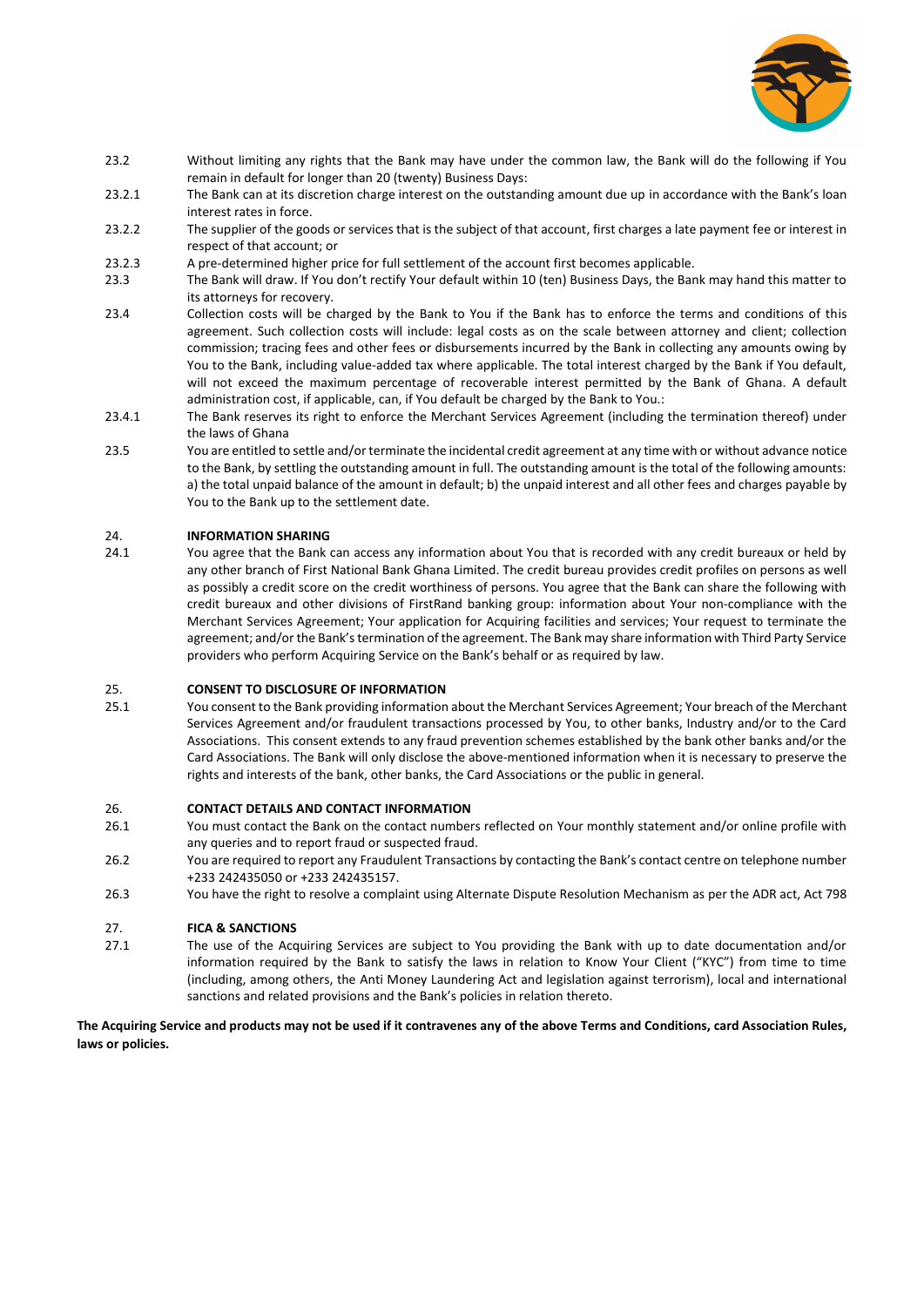23.2 Without limiting any rights that the Bank may have under the common law, the Bank will do the following if You remain in default for longer than 20 (twenty) Business Days:

23.2.1 The Bank can at its discretion charge interest on the outstanding amount due up in accordance with the Bank's loan interest rates in force.

23.2.2 The supplier of the goods or services that is the subject of that account, first charges a late payment fee or interest in respect of that account; or

23.2.3 A pre-determined higher price for full settlement of the account first becomes applicable.

23.3 The Bank will draw. If You don't rectify Your default within 10 (ten) Business Days, the Bank may hand this matter to its attorneys for recovery.

23.4 Collection costs will be charged by the Bank to You if the Bank has to enforce the terms and conditions of this agreement. Such collection costs will include: legal costs as on the scale between attorney and client; collection commission; tracing fees and other fees or disbursements incurred by the Bank in collecting any amounts owing by You to the Bank, including value-added tax where applicable. The total interest charged by the Bank if You default, will not exceed the maximum percentage of recoverable interest permitted by the Bank of Ghana. A default administration cost, if applicable, can, if You default be charged by the Bank to You.:

23.4.1 The Bank reserves its right to enforce the Merchant Services Agreement (including the termination thereof) under the laws of Ghana

23.5 You are entitled to settle and/or terminate the incidental credit agreement at any time with or without advance notice to the Bank, by settling the outstanding amount in full. The outstanding amount is the total of the following amounts: a) the total unpaid balance of the amount in default; b) the unpaid interest and all other fees and charges payable by You to the Bank up to the settlement date.

## 24. INFORMATION SHARING

24.1 You agree that the Bank can access any information about You that is recorded with any credit bureaux or held by any other branch of First National Bank Ghana Limited. The credit bureau provides credit profiles on persons as well as possibly a credit score on the credit worthiness of persons. You agree that the Bank can share the following with credit bureaux and other divisions of FirstRand banking group: information about Your non-compliance with the Merchant Services Agreement; Your application for Acquiring facilities and services; Your request to terminate the agreement; and/or the Bank's termination of the agreement. The Bank may share information with Third Party Service providers who perform Acquiring Service on the Bank's behalf or as required by law.

## 25. CONSENT TO DISCLOSURE OF INFORMATION

25.1 You consent to the Bank providing information about the Merchant Services Agreement; Your breach of the Merchant Services Agreement and/or fraudulent transactions processed by You, to other banks, Industry and/or to the Card Associations. This consent extends to any fraud prevention schemes established by the bank other banks and/or the Card Associations. The Bank will only disclose the above-mentioned information when it is necessary to preserve the rights and interests of the bank, other banks, the Card Associations or the public in general.

## 26. CONTACT DETAILS AND CONTACT INFORMATION

26.1 You must contact the Bank on the contact numbers reflected on Your monthly statement and/or online profile with any queries and to report fraud or suspected fraud.

26.2 You are required to report any Fraudulent Transactions by contacting the Bank's contact centre on telephone number +233 242435050 or +233 242435157.

26.3 You have the right to resolve a complaint using Alternate Dispute Resolution Mechanism as per the ADR act, Act 798

## 27. FICA & SANCTIONS

27.1 The use of the Acquiring Services are subject to You providing the Bank with up to date documentation and/or information required by the Bank to satisfy the laws in relation to Know Your Client ("KYC") from time to time (including, among others, the Anti Money Laundering Act and legislation against terrorism), local and international sanctions and related provisions and the Bank's policies in relation thereto.

**The Acquiring Service and products may not be used if it contravenes any of the above Terms and Conditions, card Association Rules, laws or policies.**